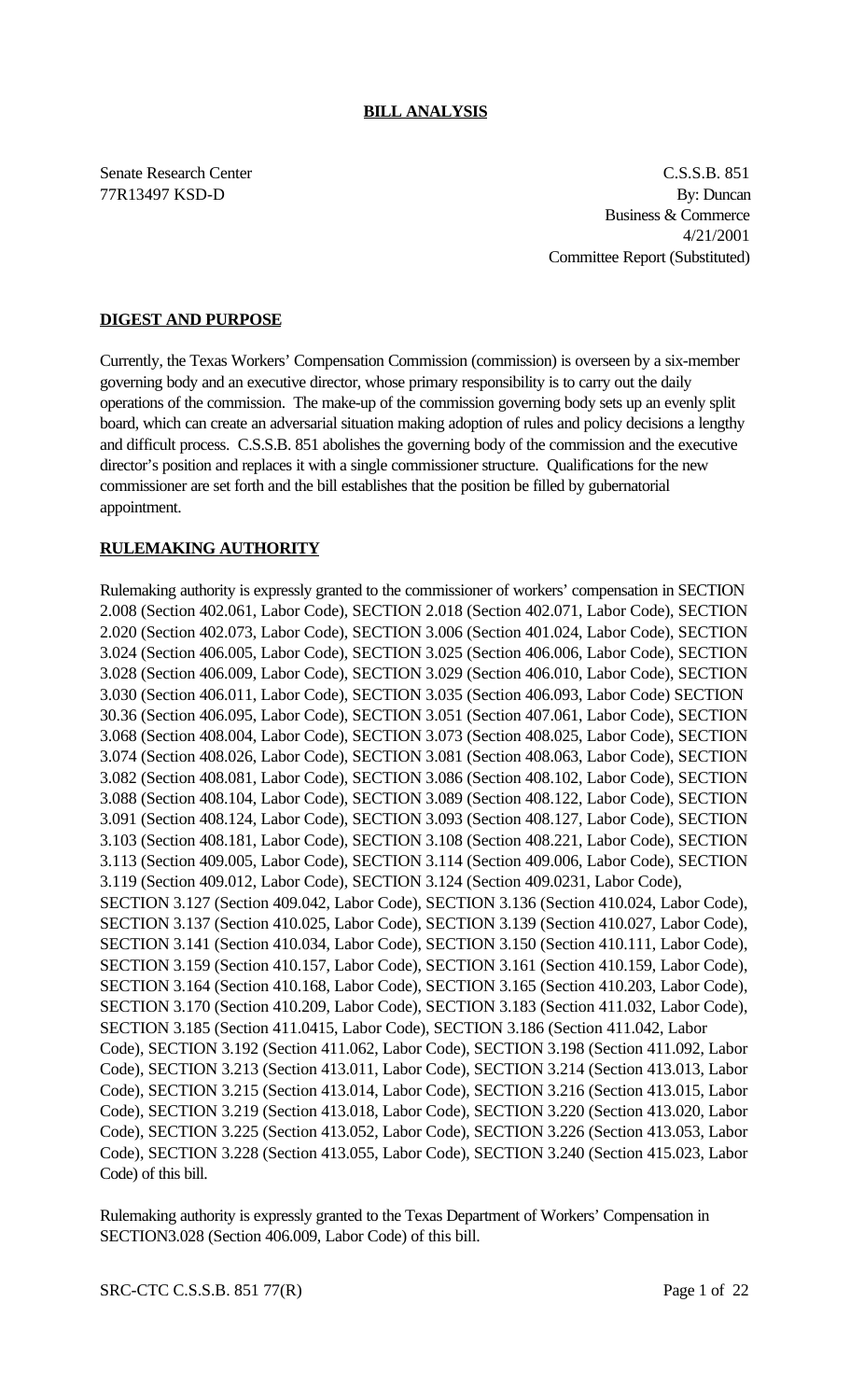**BILL ANALYSIS**

Senate Research Center
77R13497 KSD-D

C.S.S.B. 851
By: Duncan
Business & Commerce
4/21/2001
Committee Report (Substituted)

**DIGEST AND PURPOSE**

Currently, the Texas Workers' Compensation Commission (commission) is overseen by a six-member governing body and an executive director, whose primary responsibility is to carry out the daily operations of the commission. The make-up of the commission governing body sets up an evenly split board, which can create an adversarial situation making adoption of rules and policy decisions a lengthy and difficult process. C.S.S.B. 851 abolishes the governing body of the commission and the executive director's position and replaces it with a single commissioner structure. Qualifications for the new commissioner are set forth and the bill establishes that the position be filled by gubernatorial appointment.

**RULEMAKING AUTHORITY**

Rulemaking authority is expressly granted to the commissioner of workers' compensation in SECTION 2.008 (Section 402.061, Labor Code), SECTION 2.018 (Section 402.071, Labor Code), SECTION 2.020 (Section 402.073, Labor Code), SECTION 3.006 (Section 401.024, Labor Code), SECTION 3.024 (Section 406.005, Labor Code), SECTION 3.025 (Section 406.006, Labor Code), SECTION 3.028 (Section 406.009, Labor Code), SECTION 3.029 (Section 406.010, Labor Code), SECTION 3.030 (Section 406.011, Labor Code), SECTION 3.035 (Section 406.093, Labor Code) SECTION 30.36 (Section 406.095, Labor Code), SECTION 3.051 (Section 407.061, Labor Code), SECTION 3.068 (Section 408.004, Labor Code), SECTION 3.073 (Section 408.025, Labor Code), SECTION 3.074 (Section 408.026, Labor Code), SECTION 3.081 (Section 408.063, Labor Code), SECTION 3.082 (Section 408.081, Labor Code), SECTION 3.086 (Section 408.102, Labor Code), SECTION 3.088 (Section 408.104, Labor Code), SECTION 3.089 (Section 408.122, Labor Code), SECTION 3.091 (Section 408.124, Labor Code), SECTION 3.093 (Section 408.127, Labor Code), SECTION 3.103 (Section 408.181, Labor Code), SECTION 3.108 (Section 408.221, Labor Code), SECTION 3.113 (Section 409.005, Labor Code), SECTION 3.114 (Section 409.006, Labor Code), SECTION 3.119 (Section 409.012, Labor Code), SECTION 3.124 (Section 409.0231, Labor Code), SECTION 3.127 (Section 409.042, Labor Code), SECTION 3.136 (Section 410.024, Labor Code), SECTION 3.137 (Section 410.025, Labor Code), SECTION 3.139 (Section 410.027, Labor Code), SECTION 3.141 (Section 410.034, Labor Code), SECTION 3.150 (Section 410.111, Labor Code), SECTION 3.159 (Section 410.157, Labor Code), SECTION 3.161 (Section 410.159, Labor Code), SECTION 3.164 (Section 410.168, Labor Code), SECTION 3.165 (Section 410.203, Labor Code), SECTION 3.170 (Section 410.209, Labor Code), SECTION 3.183 (Section 411.032, Labor Code), SECTION 3.185 (Section 411.0415, Labor Code), SECTION 3.186 (Section 411.042, Labor Code), SECTION 3.192 (Section 411.062, Labor Code), SECTION 3.198 (Section 411.092, Labor Code), SECTION 3.213 (Section 413.011, Labor Code), SECTION 3.214 (Section 413.013, Labor Code), SECTION 3.215 (Section 413.014, Labor Code), SECTION 3.216 (Section 413.015, Labor Code), SECTION 3.219 (Section 413.018, Labor Code), SECTION 3.220 (Section 413.020, Labor Code), SECTION 3.225 (Section 413.052, Labor Code), SECTION 3.226 (Section 413.053, Labor Code), SECTION 3.228 (Section 413.055, Labor Code), SECTION 3.240 (Section 415.023, Labor Code) of this bill.

Rulemaking authority is expressly granted to the Texas Department of Workers' Compensation in SECTION3.028 (Section 406.009, Labor Code) of this bill.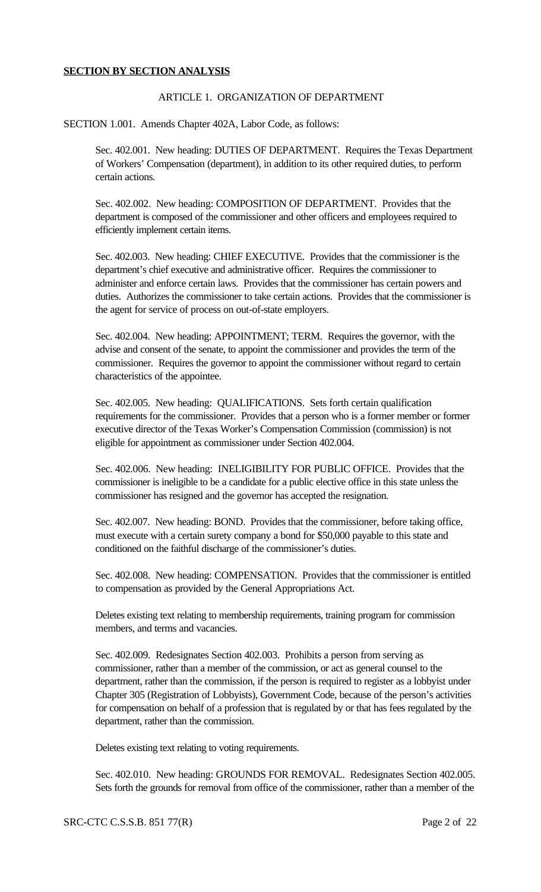**SECTION BY SECTION ANALYSIS**

ARTICLE 1. ORGANIZATION OF DEPARTMENT

SECTION 1.001. Amends Chapter 402A, Labor Code, as follows:

Sec. 402.001. New heading: DUTIES OF DEPARTMENT. Requires the Texas Department of Workers' Compensation (department), in addition to its other required duties, to perform certain actions.

Sec. 402.002. New heading: COMPOSITION OF DEPARTMENT. Provides that the department is composed of the commissioner and other officers and employees required to efficiently implement certain items.

Sec. 402.003. New heading: CHIEF EXECUTIVE. Provides that the commissioner is the department's chief executive and administrative officer. Requires the commissioner to administer and enforce certain laws. Provides that the commissioner has certain powers and duties. Authorizes the commissioner to take certain actions. Provides that the commissioner is the agent for service of process on out-of-state employers.

Sec. 402.004. New heading: APPOINTMENT; TERM. Requires the governor, with the advise and consent of the senate, to appoint the commissioner and provides the term of the commissioner. Requires the governor to appoint the commissioner without regard to certain characteristics of the appointee.

Sec. 402.005. New heading: QUALIFICATIONS. Sets forth certain qualification requirements for the commissioner. Provides that a person who is a former member or former executive director of the Texas Worker's Compensation Commission (commission) is not eligible for appointment as commissioner under Section 402.004.

Sec. 402.006. New heading: INELIGIBILITY FOR PUBLIC OFFICE. Provides that the commissioner is ineligible to be a candidate for a public elective office in this state unless the commissioner has resigned and the governor has accepted the resignation.

Sec. 402.007. New heading: BOND. Provides that the commissioner, before taking office, must execute with a certain surety company a bond for $50,000 payable to this state and conditioned on the faithful discharge of the commissioner's duties.

Sec. 402.008. New heading: COMPENSATION. Provides that the commissioner is entitled to compensation as provided by the General Appropriations Act.

Deletes existing text relating to membership requirements, training program for commission members, and terms and vacancies.

Sec. 402.009. Redesignates Section 402.003. Prohibits a person from serving as commissioner, rather than a member of the commission, or act as general counsel to the department, rather than the commission, if the person is required to register as a lobbyist under Chapter 305 (Registration of Lobbyists), Government Code, because of the person's activities for compensation on behalf of a profession that is regulated by or that has fees regulated by the department, rather than the commission.

Deletes existing text relating to voting requirements.

Sec. 402.010. New heading: GROUNDS FOR REMOVAL. Redesignates Section 402.005. Sets forth the grounds for removal from office of the commissioner, rather than a member of the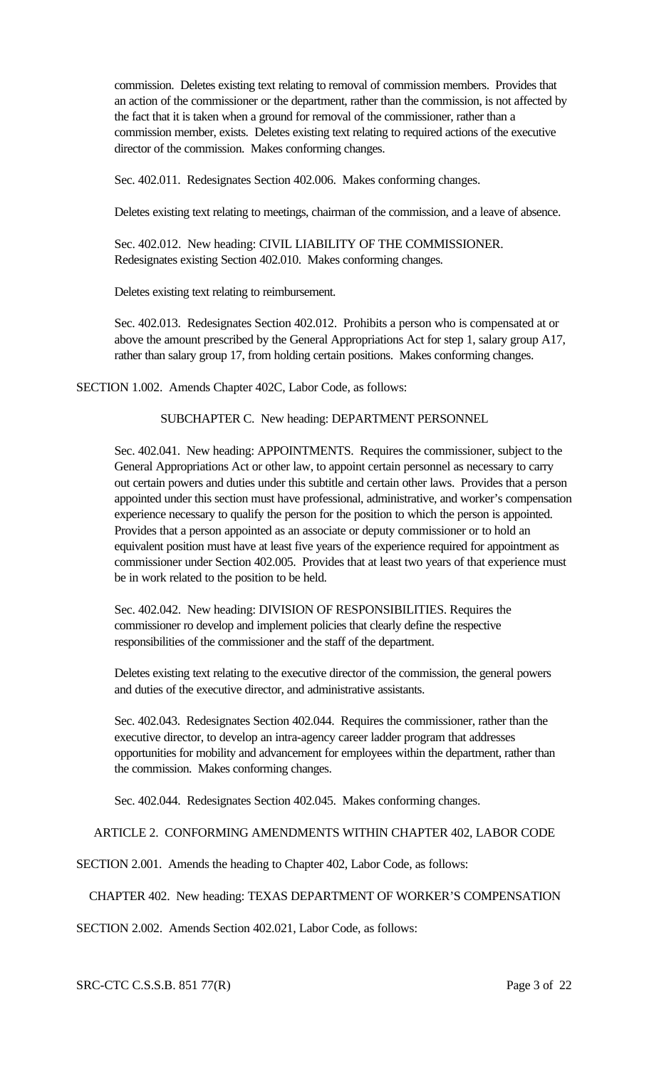commission. Deletes existing text relating to removal of commission members. Provides that an action of the commissioner or the department, rather than the commission, is not affected by the fact that it is taken when a ground for removal of the commissioner, rather than a commission member, exists. Deletes existing text relating to required actions of the executive director of the commission. Makes conforming changes.

Sec. 402.011. Redesignates Section 402.006. Makes conforming changes.

Deletes existing text relating to meetings, chairman of the commission, and a leave of absence.

Sec. 402.012. New heading: CIVIL LIABILITY OF THE COMMISSIONER. Redesignates existing Section 402.010. Makes conforming changes.

Deletes existing text relating to reimbursement.

Sec. 402.013. Redesignates Section 402.012. Prohibits a person who is compensated at or above the amount prescribed by the General Appropriations Act for step 1, salary group A17, rather than salary group 17, from holding certain positions. Makes conforming changes.

SECTION 1.002. Amends Chapter 402C, Labor Code, as follows:

SUBCHAPTER C. New heading: DEPARTMENT PERSONNEL

Sec. 402.041. New heading: APPOINTMENTS. Requires the commissioner, subject to the General Appropriations Act or other law, to appoint certain personnel as necessary to carry out certain powers and duties under this subtitle and certain other laws. Provides that a person appointed under this section must have professional, administrative, and worker's compensation experience necessary to qualify the person for the position to which the person is appointed. Provides that a person appointed as an associate or deputy commissioner or to hold an equivalent position must have at least five years of the experience required for appointment as commissioner under Section 402.005. Provides that at least two years of that experience must be in work related to the position to be held.

Sec. 402.042. New heading: DIVISION OF RESPONSIBILITIES. Requires the commissioner ro develop and implement policies that clearly define the respective responsibilities of the commissioner and the staff of the department.

Deletes existing text relating to the executive director of the commission, the general powers and duties of the executive director, and administrative assistants.

Sec. 402.043. Redesignates Section 402.044. Requires the commissioner, rather than the executive director, to develop an intra-agency career ladder program that addresses opportunities for mobility and advancement for employees within the department, rather than the commission. Makes conforming changes.

Sec. 402.044. Redesignates Section 402.045. Makes conforming changes.

ARTICLE 2. CONFORMING AMENDMENTS WITHIN CHAPTER 402, LABOR CODE

SECTION 2.001. Amends the heading to Chapter 402, Labor Code, as follows:

CHAPTER 402. New heading: TEXAS DEPARTMENT OF WORKER'S COMPENSATION

SECTION 2.002. Amends Section 402.021, Labor Code, as follows:

SRC-CTC C.S.S.B. 851 77(R)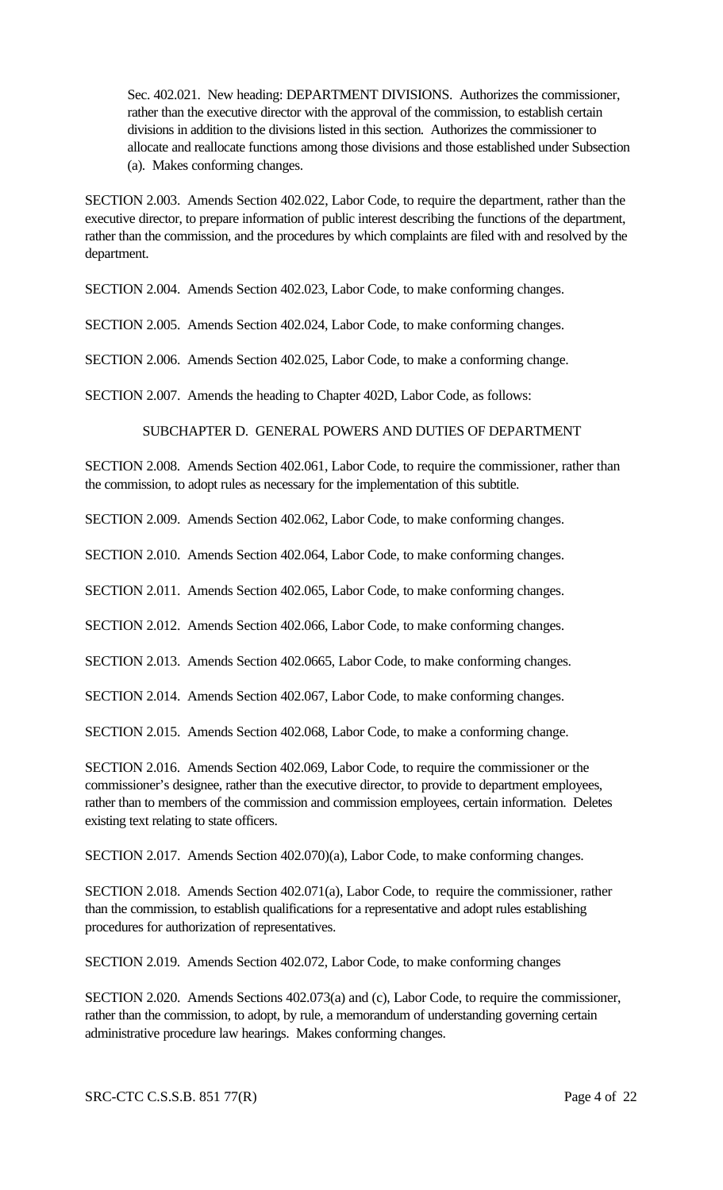Sec. 402.021. New heading: DEPARTMENT DIVISIONS. Authorizes the commissioner, rather than the executive director with the approval of the commission, to establish certain divisions in addition to the divisions listed in this section. Authorizes the commissioner to allocate and reallocate functions among those divisions and those established under Subsection (a). Makes conforming changes.

SECTION 2.003. Amends Section 402.022, Labor Code, to require the department, rather than the executive director, to prepare information of public interest describing the functions of the department, rather than the commission, and the procedures by which complaints are filed with and resolved by the department.

SECTION 2.004. Amends Section 402.023, Labor Code, to make conforming changes.

SECTION 2.005. Amends Section 402.024, Labor Code, to make conforming changes.

SECTION 2.006. Amends Section 402.025, Labor Code, to make a conforming change.

SECTION 2.007. Amends the heading to Chapter 402D, Labor Code, as follows:

SUBCHAPTER D. GENERAL POWERS AND DUTIES OF DEPARTMENT

SECTION 2.008. Amends Section 402.061, Labor Code, to require the commissioner, rather than the commission, to adopt rules as necessary for the implementation of this subtitle.

SECTION 2.009. Amends Section 402.062, Labor Code, to make conforming changes.

SECTION 2.010. Amends Section 402.064, Labor Code, to make conforming changes.

SECTION 2.011. Amends Section 402.065, Labor Code, to make conforming changes.

SECTION 2.012. Amends Section 402.066, Labor Code, to make conforming changes.

SECTION 2.013. Amends Section 402.0665, Labor Code, to make conforming changes.

SECTION 2.014. Amends Section 402.067, Labor Code, to make conforming changes.

SECTION 2.015. Amends Section 402.068, Labor Code, to make a conforming change.

SECTION 2.016. Amends Section 402.069, Labor Code, to require the commissioner or the commissioner's designee, rather than the executive director, to provide to department employees, rather than to members of the commission and commission employees, certain information. Deletes existing text relating to state officers.

SECTION 2.017. Amends Section 402.070)(a), Labor Code, to make conforming changes.

SECTION 2.018. Amends Section 402.071(a), Labor Code, to require the commissioner, rather than the commission, to establish qualifications for a representative and adopt rules establishing procedures for authorization of representatives.

SECTION 2.019. Amends Section 402.072, Labor Code, to make conforming changes

SECTION 2.020. Amends Sections 402.073(a) and (c), Labor Code, to require the commissioner, rather than the commission, to adopt, by rule, a memorandum of understanding governing certain administrative procedure law hearings. Makes conforming changes.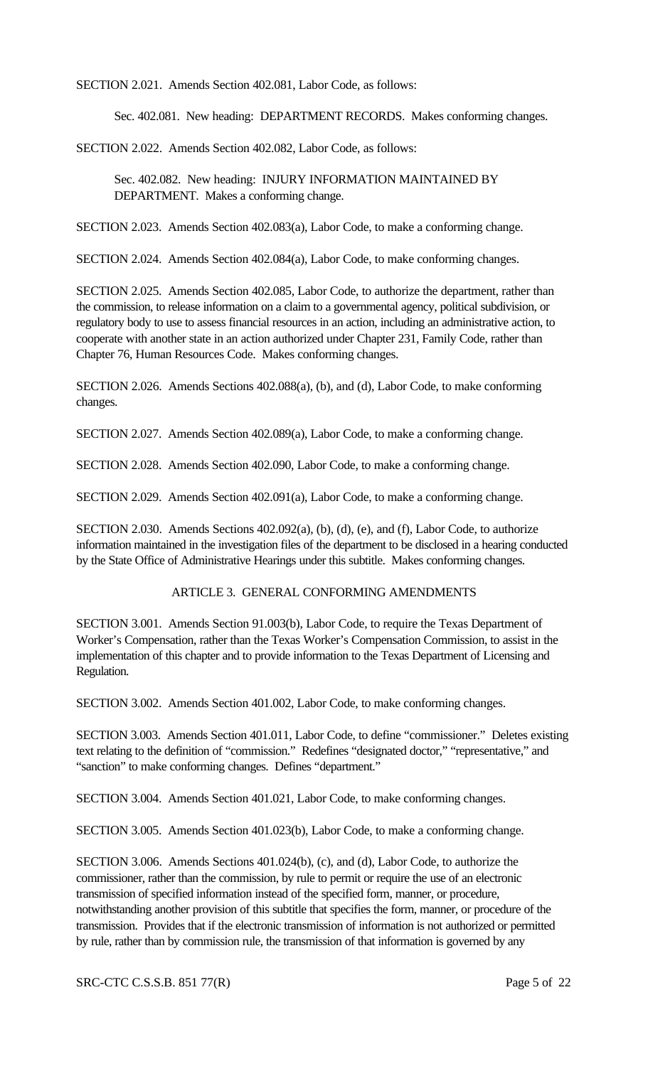SECTION 2.021. Amends Section 402.081, Labor Code, as follows:

Sec. 402.081. New heading: DEPARTMENT RECORDS. Makes conforming changes.

SECTION 2.022. Amends Section 402.082, Labor Code, as follows:

Sec. 402.082. New heading: INJURY INFORMATION MAINTAINED BY DEPARTMENT. Makes a conforming change.

SECTION 2.023. Amends Section 402.083(a), Labor Code, to make a conforming change.

SECTION 2.024. Amends Section 402.084(a), Labor Code, to make conforming changes.

SECTION 2.025. Amends Section 402.085, Labor Code, to authorize the department, rather than the commission, to release information on a claim to a governmental agency, political subdivision, or regulatory body to use to assess financial resources in an action, including an administrative action, to cooperate with another state in an action authorized under Chapter 231, Family Code, rather than Chapter 76, Human Resources Code. Makes conforming changes.

SECTION 2.026. Amends Sections 402.088(a), (b), and (d), Labor Code, to make conforming changes.

SECTION 2.027. Amends Section 402.089(a), Labor Code, to make a conforming change.

SECTION 2.028. Amends Section 402.090, Labor Code, to make a conforming change.

SECTION 2.029. Amends Section 402.091(a), Labor Code, to make a conforming change.

SECTION 2.030. Amends Sections 402.092(a), (b), (d), (e), and (f), Labor Code, to authorize information maintained in the investigation files of the department to be disclosed in a hearing conducted by the State Office of Administrative Hearings under this subtitle. Makes conforming changes.

ARTICLE 3. GENERAL CONFORMING AMENDMENTS

SECTION 3.001. Amends Section 91.003(b), Labor Code, to require the Texas Department of Worker's Compensation, rather than the Texas Worker's Compensation Commission, to assist in the implementation of this chapter and to provide information to the Texas Department of Licensing and Regulation.

SECTION 3.002. Amends Section 401.002, Labor Code, to make conforming changes.

SECTION 3.003. Amends Section 401.011, Labor Code, to define "commissioner." Deletes existing text relating to the definition of "commission." Redefines "designated doctor," "representative," and "sanction" to make conforming changes. Defines "department."

SECTION 3.004. Amends Section 401.021, Labor Code, to make conforming changes.

SECTION 3.005. Amends Section 401.023(b), Labor Code, to make a conforming change.

SECTION 3.006. Amends Sections 401.024(b), (c), and (d), Labor Code, to authorize the commissioner, rather than the commission, by rule to permit or require the use of an electronic transmission of specified information instead of the specified form, manner, or procedure, notwithstanding another provision of this subtitle that specifies the form, manner, or procedure of the transmission. Provides that if the electronic transmission of information is not authorized or permitted by rule, rather than by commission rule, the transmission of that information is governed by any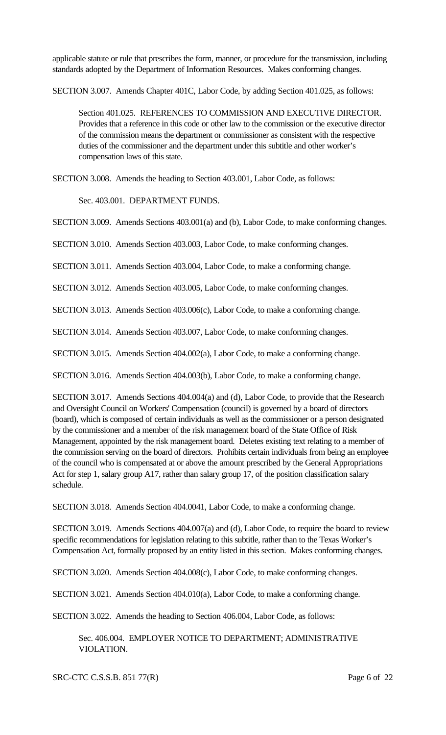applicable statute or rule that prescribes the form, manner, or procedure for the transmission, including standards adopted by the Department of Information Resources. Makes conforming changes.

SECTION 3.007. Amends Chapter 401C, Labor Code, by adding Section 401.025, as follows:

> Section 401.025. REFERENCES TO COMMISSION AND EXECUTIVE DIRECTOR. Provides that a reference in this code or other law to the commission or the executive director of the commission means the department or commissioner as consistent with the respective duties of the commissioner and the department under this subtitle and other worker's compensation laws of this state.

SECTION 3.008. Amends the heading to Section 403.001, Labor Code, as follows:

> Sec. 403.001. DEPARTMENT FUNDS.

SECTION 3.009. Amends Sections 403.001(a) and (b), Labor Code, to make conforming changes.

SECTION 3.010. Amends Section 403.003, Labor Code, to make conforming changes.

SECTION 3.011. Amends Section 403.004, Labor Code, to make a conforming change.

SECTION 3.012. Amends Section 403.005, Labor Code, to make conforming changes.

SECTION 3.013. Amends Section 403.006(c), Labor Code, to make a conforming change.

SECTION 3.014. Amends Section 403.007, Labor Code, to make conforming changes.

SECTION 3.015. Amends Section 404.002(a), Labor Code, to make a conforming change.

SECTION 3.016. Amends Section 404.003(b), Labor Code, to make a conforming change.

SECTION 3.017. Amends Sections 404.004(a) and (d), Labor Code, to provide that the Research and Oversight Council on Workers' Compensation (council) is governed by a board of directors (board), which is composed of certain individuals as well as the commissioner or a person designated by the commissioner and a member of the risk management board of the State Office of Risk Management, appointed by the risk management board. Deletes existing text relating to a member of the commission serving on the board of directors. Prohibits certain individuals from being an employee of the council who is compensated at or above the amount prescribed by the General Appropriations Act for step 1, salary group A17, rather than salary group 17, of the position classification salary schedule.

SECTION 3.018. Amends Section 404.0041, Labor Code, to make a conforming change.

SECTION 3.019. Amends Sections 404.007(a) and (d), Labor Code, to require the board to review specific recommendations for legislation relating to this subtitle, rather than to the Texas Worker's Compensation Act, formally proposed by an entity listed in this section. Makes conforming changes.

SECTION 3.020. Amends Section 404.008(c), Labor Code, to make conforming changes.

SECTION 3.021. Amends Section 404.010(a), Labor Code, to make a conforming change.

SECTION 3.022. Amends the heading to Section 406.004, Labor Code, as follows:

> Sec. 406.004. EMPLOYER NOTICE TO DEPARTMENT; ADMINISTRATIVE VIOLATION.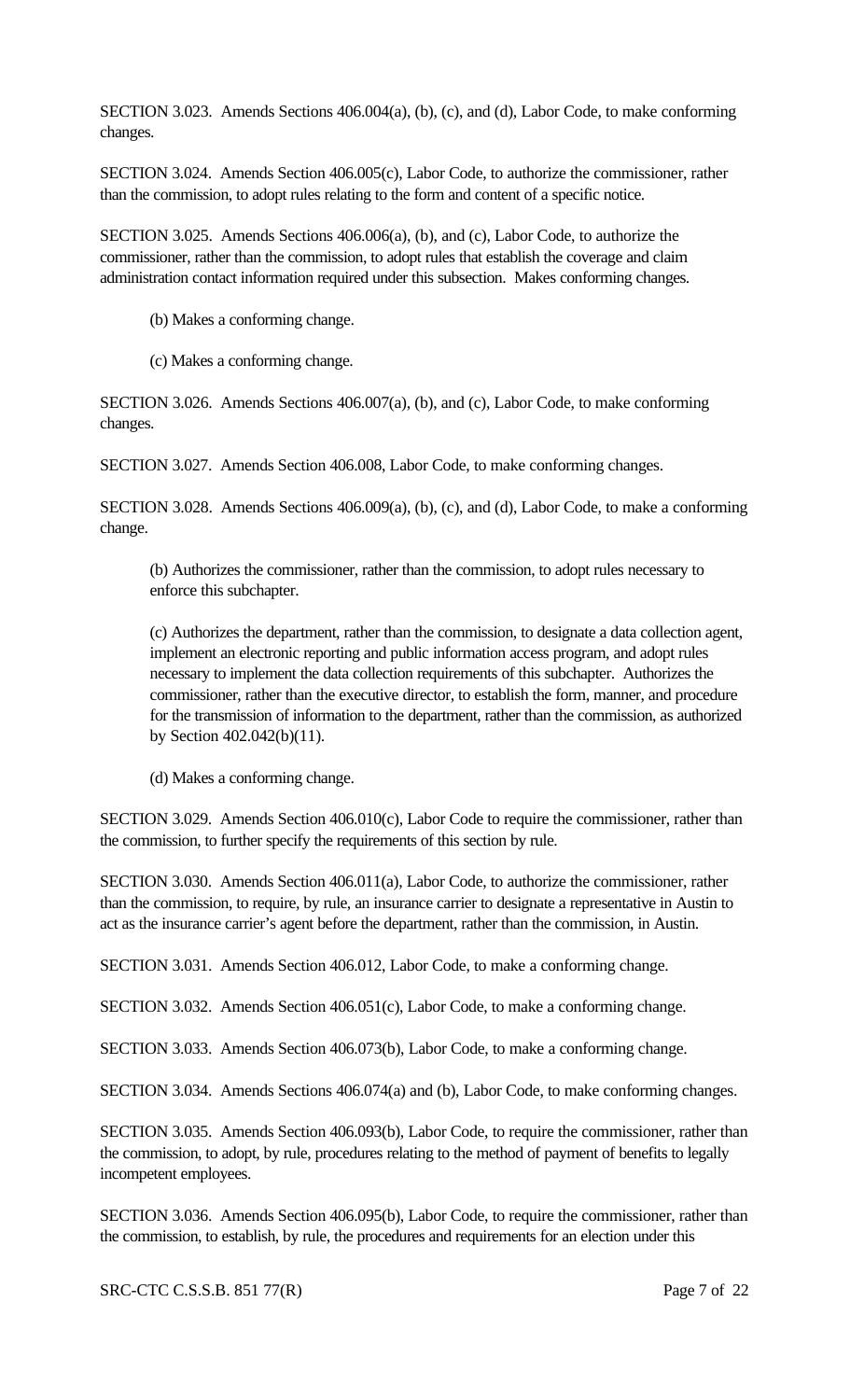SECTION 3.023. Amends Sections 406.004(a), (b), (c), and (d), Labor Code, to make conforming changes.

SECTION 3.024. Amends Section 406.005(c), Labor Code, to authorize the commissioner, rather than the commission, to adopt rules relating to the form and content of a specific notice.

SECTION 3.025. Amends Sections 406.006(a), (b), and (c), Labor Code, to authorize the commissioner, rather than the commission, to adopt rules that establish the coverage and claim administration contact information required under this subsection. Makes conforming changes.

(b) Makes a conforming change.

(c) Makes a conforming change.

SECTION 3.026. Amends Sections 406.007(a), (b), and (c), Labor Code, to make conforming changes.

SECTION 3.027. Amends Section 406.008, Labor Code, to make conforming changes.

SECTION 3.028. Amends Sections 406.009(a), (b), (c), and (d), Labor Code, to make a conforming change.

(b) Authorizes the commissioner, rather than the commission, to adopt rules necessary to enforce this subchapter.

(c) Authorizes the department, rather than the commission, to designate a data collection agent, implement an electronic reporting and public information access program, and adopt rules necessary to implement the data collection requirements of this subchapter. Authorizes the commissioner, rather than the executive director, to establish the form, manner, and procedure for the transmission of information to the department, rather than the commission, as authorized by Section 402.042(b)(11).

(d) Makes a conforming change.

SECTION 3.029. Amends Section 406.010(c), Labor Code to require the commissioner, rather than the commission, to further specify the requirements of this section by rule.

SECTION 3.030. Amends Section 406.011(a), Labor Code, to authorize the commissioner, rather than the commission, to require, by rule, an insurance carrier to designate a representative in Austin to act as the insurance carrier's agent before the department, rather than the commission, in Austin.

SECTION 3.031. Amends Section 406.012, Labor Code, to make a conforming change.

SECTION 3.032. Amends Section 406.051(c), Labor Code, to make a conforming change.

SECTION 3.033. Amends Section 406.073(b), Labor Code, to make a conforming change.

SECTION 3.034. Amends Sections 406.074(a) and (b), Labor Code, to make conforming changes.

SECTION 3.035. Amends Section 406.093(b), Labor Code, to require the commissioner, rather than the commission, to adopt, by rule, procedures relating to the method of payment of benefits to legally incompetent employees.

SECTION 3.036. Amends Section 406.095(b), Labor Code, to require the commissioner, rather than the commission, to establish, by rule, the procedures and requirements for an election under this

SRC-CTC C.S.S.B. 851 77(R)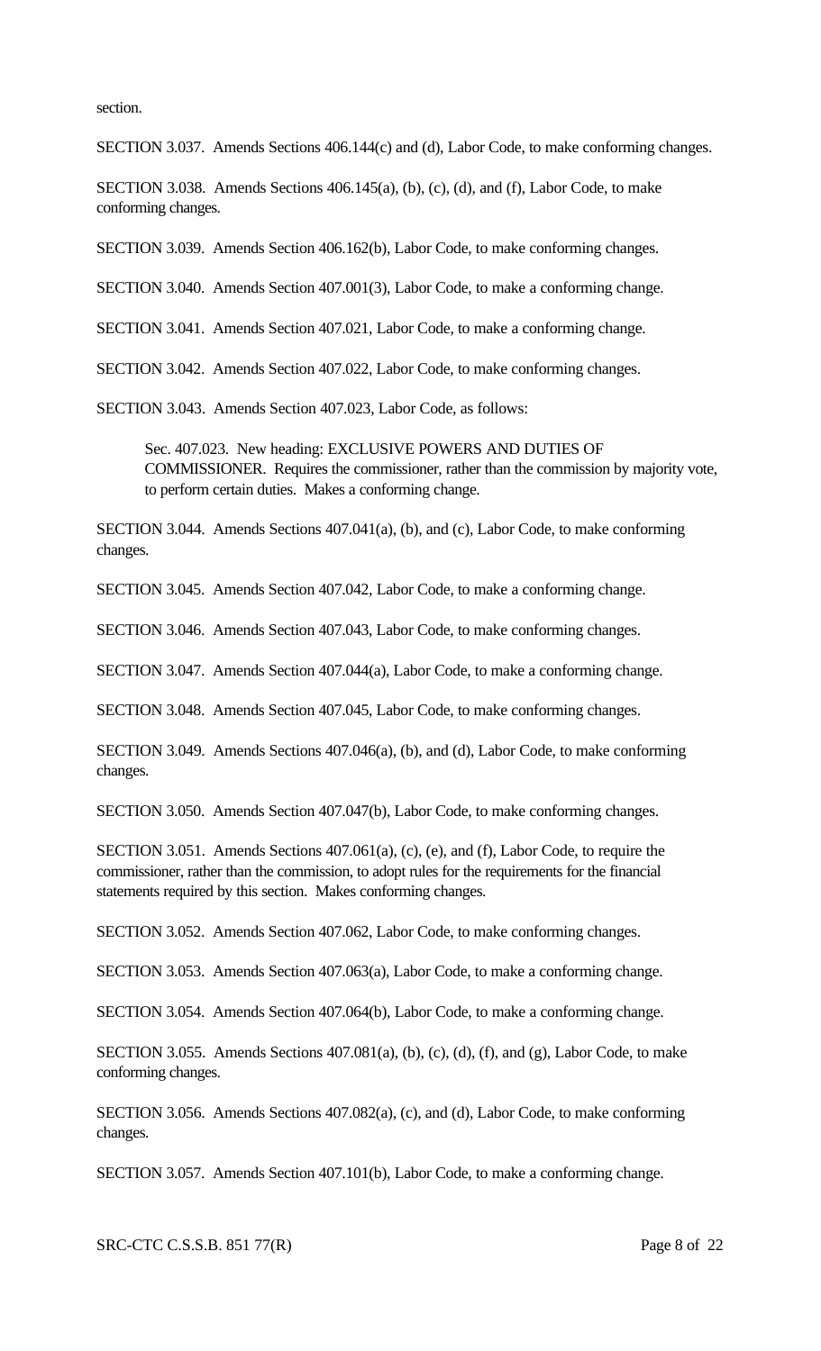section.

SECTION 3.037. Amends Sections 406.144(c) and (d), Labor Code, to make conforming changes.

SECTION 3.038. Amends Sections 406.145(a), (b), (c), (d), and (f), Labor Code, to make conforming changes.

SECTION 3.039. Amends Section 406.162(b), Labor Code, to make conforming changes.

SECTION 3.040. Amends Section 407.001(3), Labor Code, to make a conforming change.

SECTION 3.041. Amends Section 407.021, Labor Code, to make a conforming change.

SECTION 3.042. Amends Section 407.022, Labor Code, to make conforming changes.

SECTION 3.043. Amends Section 407.023, Labor Code, as follows:

> Sec. 407.023. New heading: EXCLUSIVE POWERS AND DUTIES OF COMMISSIONER. Requires the commissioner, rather than the commission by majority vote, to perform certain duties. Makes a conforming change.

SECTION 3.044. Amends Sections 407.041(a), (b), and (c), Labor Code, to make conforming changes.

SECTION 3.045. Amends Section 407.042, Labor Code, to make a conforming change.

SECTION 3.046. Amends Section 407.043, Labor Code, to make conforming changes.

SECTION 3.047. Amends Section 407.044(a), Labor Code, to make a conforming change.

SECTION 3.048. Amends Section 407.045, Labor Code, to make conforming changes.

SECTION 3.049. Amends Sections 407.046(a), (b), and (d), Labor Code, to make conforming changes.

SECTION 3.050. Amends Section 407.047(b), Labor Code, to make conforming changes.

SECTION 3.051. Amends Sections 407.061(a), (c), (e), and (f), Labor Code, to require the commissioner, rather than the commission, to adopt rules for the requirements for the financial statements required by this section. Makes conforming changes.

SECTION 3.052. Amends Section 407.062, Labor Code, to make conforming changes.

SECTION 3.053. Amends Section 407.063(a), Labor Code, to make a conforming change.

SECTION 3.054. Amends Section 407.064(b), Labor Code, to make a conforming change.

SECTION 3.055. Amends Sections 407.081(a), (b), (c), (d), (f), and (g), Labor Code, to make conforming changes.

SECTION 3.056. Amends Sections 407.082(a), (c), and (d), Labor Code, to make conforming changes.

SECTION 3.057. Amends Section 407.101(b), Labor Code, to make a conforming change.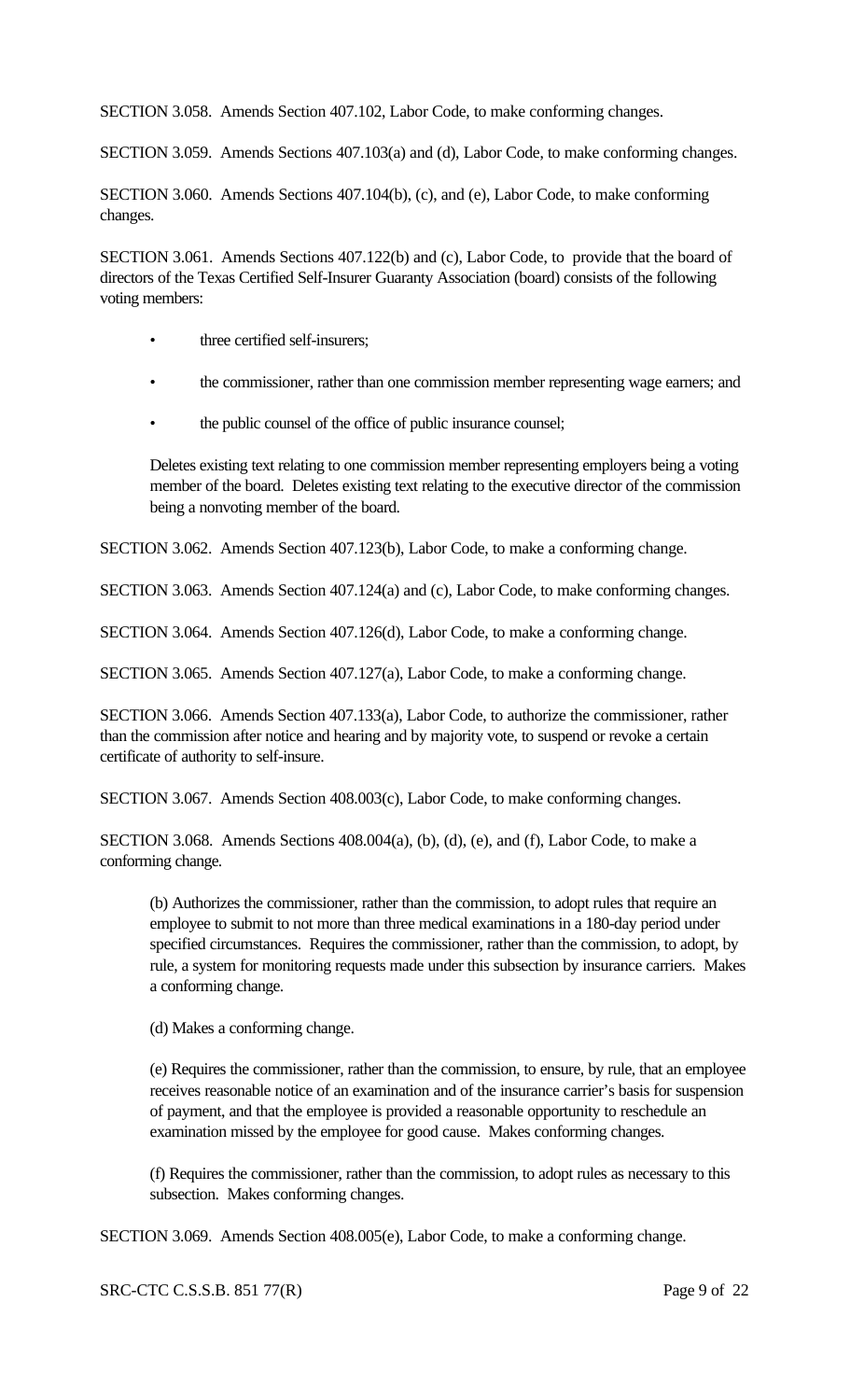SECTION 3.058. Amends Section 407.102, Labor Code, to make conforming changes.

SECTION 3.059. Amends Sections 407.103(a) and (d), Labor Code, to make conforming changes.

SECTION 3.060. Amends Sections 407.104(b), (c), and (e), Labor Code, to make conforming changes.

SECTION 3.061. Amends Sections 407.122(b) and (c), Labor Code, to provide that the board of directors of the Texas Certified Self-Insurer Guaranty Association (board) consists of the following voting members:

- three certified self-insurers;
- the commissioner, rather than one commission member representing wage earners; and
- the public counsel of the office of public insurance counsel;

Deletes existing text relating to one commission member representing employers being a voting member of the board. Deletes existing text relating to the executive director of the commission being a nonvoting member of the board.

SECTION 3.062. Amends Section 407.123(b), Labor Code, to make a conforming change.

SECTION 3.063. Amends Section 407.124(a) and (c), Labor Code, to make conforming changes.

SECTION 3.064. Amends Section 407.126(d), Labor Code, to make a conforming change.

SECTION 3.065. Amends Section 407.127(a), Labor Code, to make a conforming change.

SECTION 3.066. Amends Section 407.133(a), Labor Code, to authorize the commissioner, rather than the commission after notice and hearing and by majority vote, to suspend or revoke a certain certificate of authority to self-insure.

SECTION 3.067. Amends Section 408.003(c), Labor Code, to make conforming changes.

SECTION 3.068. Amends Sections 408.004(a), (b), (d), (e), and (f), Labor Code, to make a conforming change.

(b) Authorizes the commissioner, rather than the commission, to adopt rules that require an employee to submit to not more than three medical examinations in a 180-day period under specified circumstances. Requires the commissioner, rather than the commission, to adopt, by rule, a system for monitoring requests made under this subsection by insurance carriers. Makes a conforming change.

(d) Makes a conforming change.

(e) Requires the commissioner, rather than the commission, to ensure, by rule, that an employee receives reasonable notice of an examination and of the insurance carrier's basis for suspension of payment, and that the employee is provided a reasonable opportunity to reschedule an examination missed by the employee for good cause. Makes conforming changes.

(f) Requires the commissioner, rather than the commission, to adopt rules as necessary to this subsection. Makes conforming changes.

SECTION 3.069. Amends Section 408.005(e), Labor Code, to make a conforming change.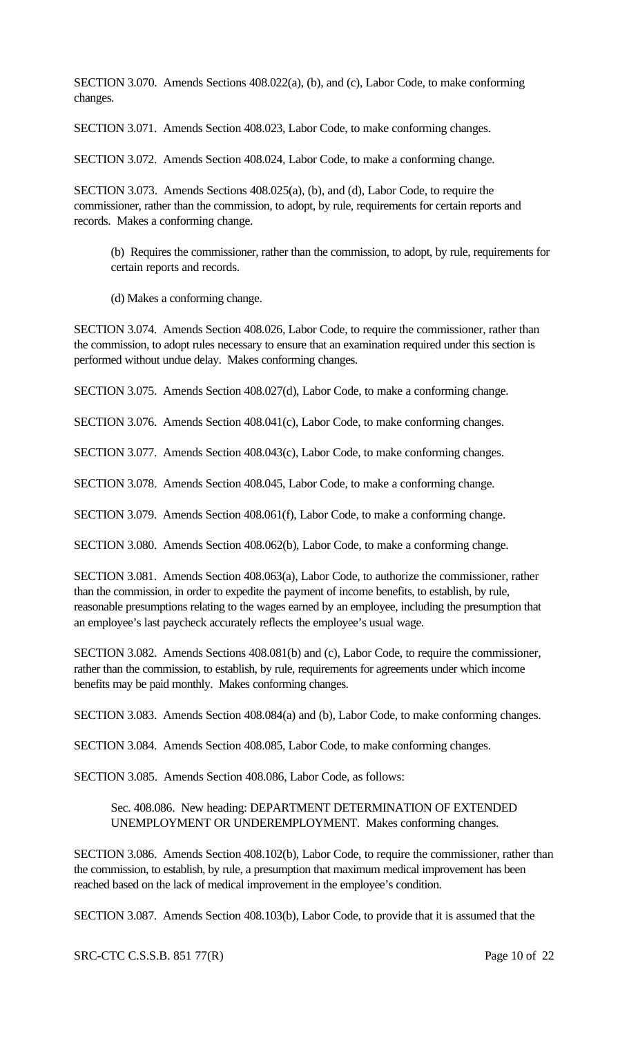SECTION 3.070. Amends Sections 408.022(a), (b), and (c), Labor Code, to make conforming changes.

SECTION 3.071. Amends Section 408.023, Labor Code, to make conforming changes.

SECTION 3.072. Amends Section 408.024, Labor Code, to make a conforming change.

SECTION 3.073. Amends Sections 408.025(a), (b), and (d), Labor Code, to require the commissioner, rather than the commission, to adopt, by rule, requirements for certain reports and records. Makes a conforming change.

> (b) Requires the commissioner, rather than the commission, to adopt, by rule, requirements for certain reports and records.
>
> (d) Makes a conforming change.

SECTION 3.074. Amends Section 408.026, Labor Code, to require the commissioner, rather than the commission, to adopt rules necessary to ensure that an examination required under this section is performed without undue delay. Makes conforming changes.

SECTION 3.075. Amends Section 408.027(d), Labor Code, to make a conforming change.

SECTION 3.076. Amends Section 408.041(c), Labor Code, to make conforming changes.

SECTION 3.077. Amends Section 408.043(c), Labor Code, to make conforming changes.

SECTION 3.078. Amends Section 408.045, Labor Code, to make a conforming change.

SECTION 3.079. Amends Section 408.061(f), Labor Code, to make a conforming change.

SECTION 3.080. Amends Section 408.062(b), Labor Code, to make a conforming change.

SECTION 3.081. Amends Section 408.063(a), Labor Code, to authorize the commissioner, rather than the commission, in order to expedite the payment of income benefits, to establish, by rule, reasonable presumptions relating to the wages earned by an employee, including the presumption that an employee's last paycheck accurately reflects the employee's usual wage.

SECTION 3.082. Amends Sections 408.081(b) and (c), Labor Code, to require the commissioner, rather than the commission, to establish, by rule, requirements for agreements under which income benefits may be paid monthly. Makes conforming changes.

SECTION 3.083. Amends Section 408.084(a) and (b), Labor Code, to make conforming changes.

SECTION 3.084. Amends Section 408.085, Labor Code, to make conforming changes.

SECTION 3.085. Amends Section 408.086, Labor Code, as follows:

> Sec. 408.086. New heading: DEPARTMENT DETERMINATION OF EXTENDED UNEMPLOYMENT OR UNDEREMPLOYMENT. Makes conforming changes.

SECTION 3.086. Amends Section 408.102(b), Labor Code, to require the commissioner, rather than the commission, to establish, by rule, a presumption that maximum medical improvement has been reached based on the lack of medical improvement in the employee's condition.

SECTION 3.087. Amends Section 408.103(b), Labor Code, to provide that it is assumed that the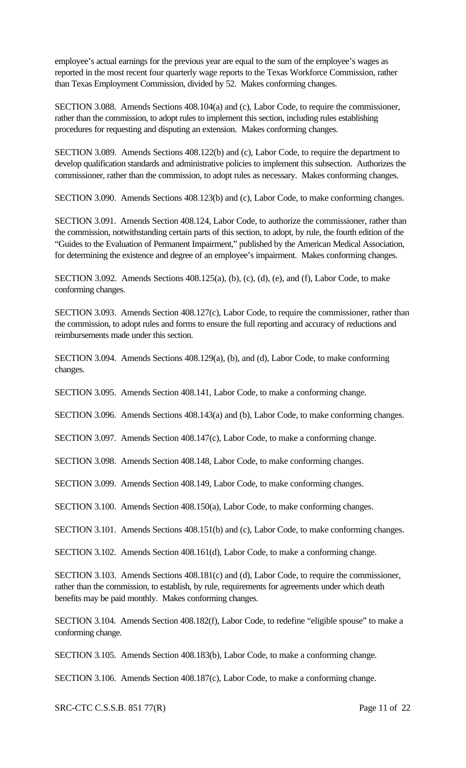employee's actual earnings for the previous year are equal to the sum of the employee's wages as reported in the most recent four quarterly wage reports to the Texas Workforce Commission, rather than Texas Employment Commission, divided by 52. Makes conforming changes.

SECTION 3.088. Amends Sections 408.104(a) and (c), Labor Code, to require the commissioner, rather than the commission, to adopt rules to implement this section, including rules establishing procedures for requesting and disputing an extension. Makes conforming changes.

SECTION 3.089. Amends Sections 408.122(b) and (c), Labor Code, to require the department to develop qualification standards and administrative policies to implement this subsection. Authorizes the commissioner, rather than the commission, to adopt rules as necessary. Makes conforming changes.

SECTION 3.090. Amends Sections 408.123(b) and (c), Labor Code, to make conforming changes.

SECTION 3.091. Amends Section 408.124, Labor Code, to authorize the commissioner, rather than the commission, notwithstanding certain parts of this section, to adopt, by rule, the fourth edition of the "Guides to the Evaluation of Permanent Impairment," published by the American Medical Association, for determining the existence and degree of an employee's impairment. Makes conforming changes.

SECTION 3.092. Amends Sections 408.125(a), (b), (c), (d), (e), and (f), Labor Code, to make conforming changes.

SECTION 3.093. Amends Section 408.127(c), Labor Code, to require the commissioner, rather than the commission, to adopt rules and forms to ensure the full reporting and accuracy of reductions and reimbursements made under this section.

SECTION 3.094. Amends Sections 408.129(a), (b), and (d), Labor Code, to make conforming changes.

SECTION 3.095. Amends Section 408.141, Labor Code, to make a conforming change.

SECTION 3.096. Amends Sections 408.143(a) and (b), Labor Code, to make conforming changes.

SECTION 3.097. Amends Section 408.147(c), Labor Code, to make a conforming change.

SECTION 3.098. Amends Section 408.148, Labor Code, to make conforming changes.

SECTION 3.099. Amends Section 408.149, Labor Code, to make conforming changes.

SECTION 3.100. Amends Section 408.150(a), Labor Code, to make conforming changes.

SECTION 3.101. Amends Sections 408.151(b) and (c), Labor Code, to make conforming changes.

SECTION 3.102. Amends Section 408.161(d), Labor Code, to make a conforming change.

SECTION 3.103. Amends Sections 408.181(c) and (d), Labor Code, to require the commissioner, rather than the commission, to establish, by rule, requirements for agreements under which death benefits may be paid monthly. Makes conforming changes.

SECTION 3.104. Amends Section 408.182(f), Labor Code, to redefine "eligible spouse" to make a conforming change.

SECTION 3.105. Amends Section 408.183(b), Labor Code, to make a conforming change.

SECTION 3.106. Amends Section 408.187(c), Labor Code, to make a conforming change.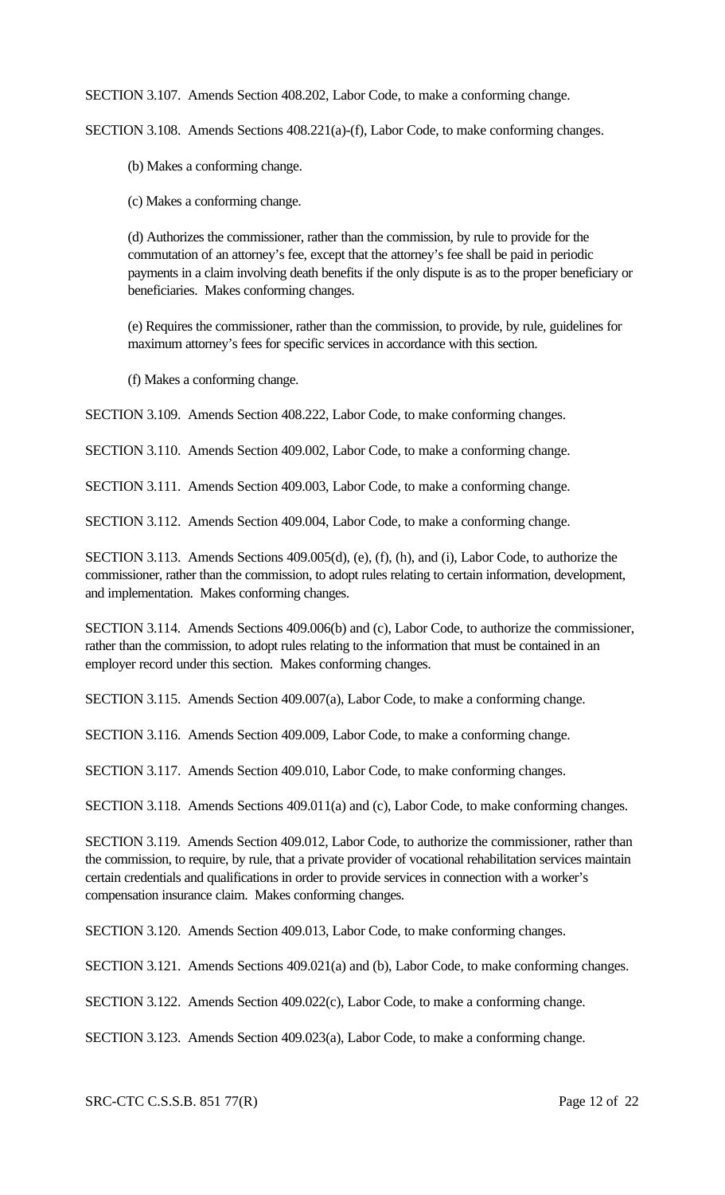SECTION 3.107. Amends Section 408.202, Labor Code, to make a conforming change.

SECTION 3.108. Amends Sections 408.221(a)-(f), Labor Code, to make conforming changes.

> (b) Makes a conforming change.
>
> (c) Makes a conforming change.
>
> (d) Authorizes the commissioner, rather than the commission, by rule to provide for the commutation of an attorney's fee, except that the attorney's fee shall be paid in periodic payments in a claim involving death benefits if the only dispute is as to the proper beneficiary or beneficiaries. Makes conforming changes.
>
> (e) Requires the commissioner, rather than the commission, to provide, by rule, guidelines for maximum attorney's fees for specific services in accordance with this section.
>
> (f) Makes a conforming change.

SECTION 3.109. Amends Section 408.222, Labor Code, to make conforming changes.

SECTION 3.110. Amends Section 409.002, Labor Code, to make a conforming change.

SECTION 3.111. Amends Section 409.003, Labor Code, to make a conforming change.

SECTION 3.112. Amends Section 409.004, Labor Code, to make a conforming change.

SECTION 3.113. Amends Sections 409.005(d), (e), (f), (h), and (i), Labor Code, to authorize the commissioner, rather than the commission, to adopt rules relating to certain information, development, and implementation. Makes conforming changes.

SECTION 3.114. Amends Sections 409.006(b) and (c), Labor Code, to authorize the commissioner, rather than the commission, to adopt rules relating to the information that must be contained in an employer record under this section. Makes conforming changes.

SECTION 3.115. Amends Section 409.007(a), Labor Code, to make a conforming change.

SECTION 3.116. Amends Section 409.009, Labor Code, to make a conforming change.

SECTION 3.117. Amends Section 409.010, Labor Code, to make conforming changes.

SECTION 3.118. Amends Sections 409.011(a) and (c), Labor Code, to make conforming changes.

SECTION 3.119. Amends Section 409.012, Labor Code, to authorize the commissioner, rather than the commission, to require, by rule, that a private provider of vocational rehabilitation services maintain certain credentials and qualifications in order to provide services in connection with a worker's compensation insurance claim. Makes conforming changes.

SECTION 3.120. Amends Section 409.013, Labor Code, to make conforming changes.

SECTION 3.121. Amends Sections 409.021(a) and (b), Labor Code, to make conforming changes.

SECTION 3.122. Amends Section 409.022(c), Labor Code, to make a conforming change.

SECTION 3.123. Amends Section 409.023(a), Labor Code, to make a conforming change.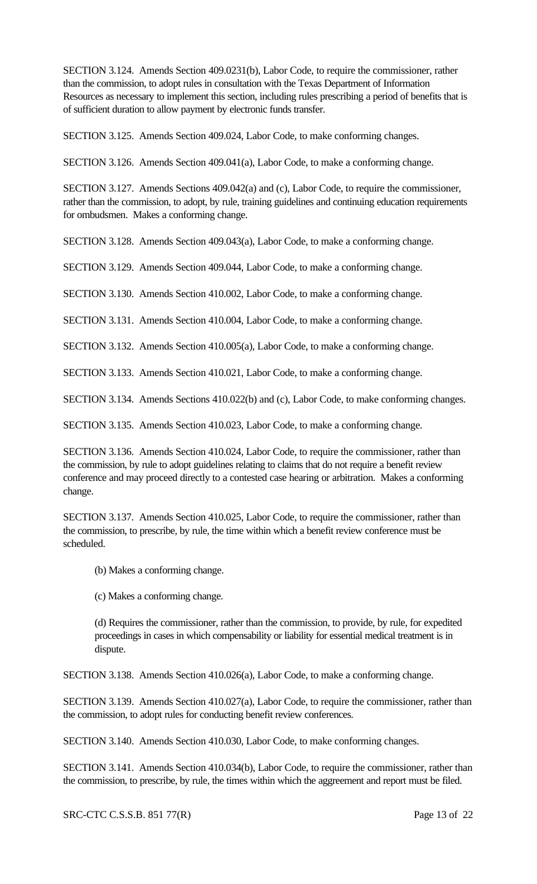SECTION 3.124. Amends Section 409.0231(b), Labor Code, to require the commissioner, rather than the commission, to adopt rules in consultation with the Texas Department of Information Resources as necessary to implement this section, including rules prescribing a period of benefits that is of sufficient duration to allow payment by electronic funds transfer.

SECTION 3.125. Amends Section 409.024, Labor Code, to make conforming changes.

SECTION 3.126. Amends Section 409.041(a), Labor Code, to make a conforming change.

SECTION 3.127. Amends Sections 409.042(a) and (c), Labor Code, to require the commissioner, rather than the commission, to adopt, by rule, training guidelines and continuing education requirements for ombudsmen. Makes a conforming change.

SECTION 3.128. Amends Section 409.043(a), Labor Code, to make a conforming change.

SECTION 3.129. Amends Section 409.044, Labor Code, to make a conforming change.

SECTION 3.130. Amends Section 410.002, Labor Code, to make a conforming change.

SECTION 3.131. Amends Section 410.004, Labor Code, to make a conforming change.

SECTION 3.132. Amends Section 410.005(a), Labor Code, to make a conforming change.

SECTION 3.133. Amends Section 410.021, Labor Code, to make a conforming change.

SECTION 3.134. Amends Sections 410.022(b) and (c), Labor Code, to make conforming changes.

SECTION 3.135. Amends Section 410.023, Labor Code, to make a conforming change.

SECTION 3.136. Amends Section 410.024, Labor Code, to require the commissioner, rather than the commission, by rule to adopt guidelines relating to claims that do not require a benefit review conference and may proceed directly to a contested case hearing or arbitration. Makes a conforming change.

SECTION 3.137. Amends Section 410.025, Labor Code, to require the commissioner, rather than the commission, to prescribe, by rule, the time within which a benefit review conference must be scheduled.

(b) Makes a conforming change.

(c) Makes a conforming change.

(d) Requires the commissioner, rather than the commission, to provide, by rule, for expedited proceedings in cases in which compensability or liability for essential medical treatment is in dispute.

SECTION 3.138. Amends Section 410.026(a), Labor Code, to make a conforming change.

SECTION 3.139. Amends Section 410.027(a), Labor Code, to require the commissioner, rather than the commission, to adopt rules for conducting benefit review conferences.

SECTION 3.140. Amends Section 410.030, Labor Code, to make conforming changes.

SECTION 3.141. Amends Section 410.034(b), Labor Code, to require the commissioner, rather than the commission, to prescribe, by rule, the times within which the aggreement and report must be filed.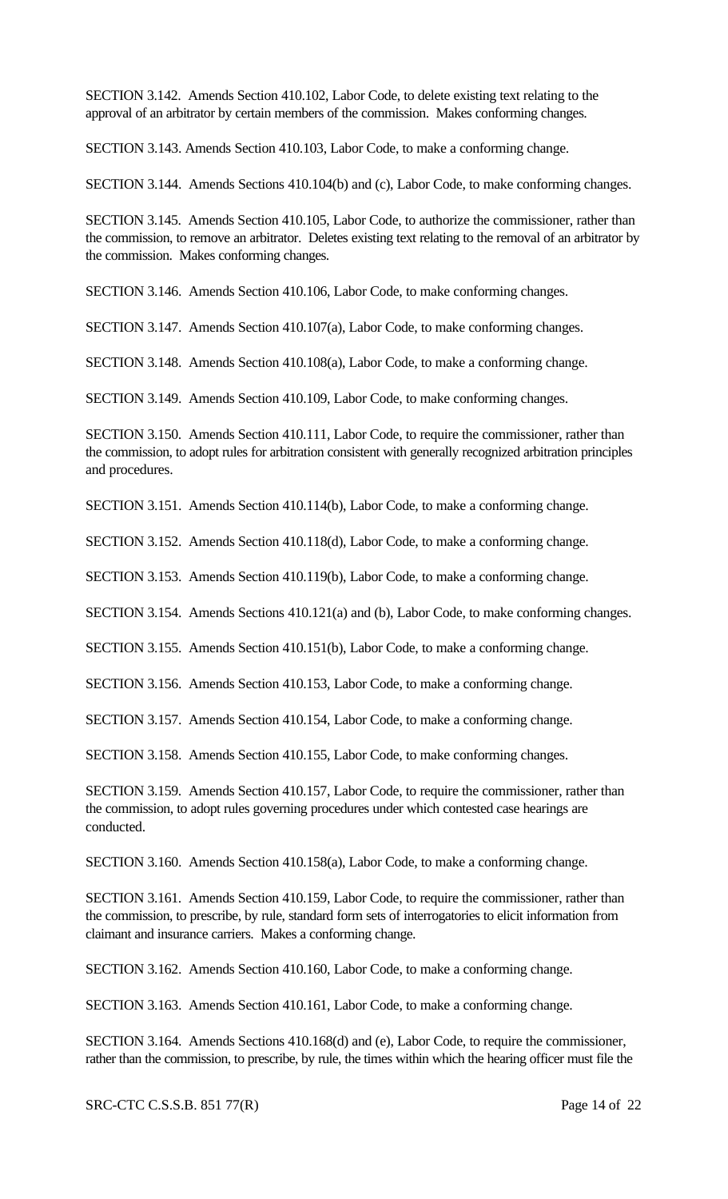SECTION 3.142. Amends Section 410.102, Labor Code, to delete existing text relating to the approval of an arbitrator by certain members of the commission. Makes conforming changes.

SECTION 3.143. Amends Section 410.103, Labor Code, to make a conforming change.

SECTION 3.144. Amends Sections 410.104(b) and (c), Labor Code, to make conforming changes.

SECTION 3.145. Amends Section 410.105, Labor Code, to authorize the commissioner, rather than the commission, to remove an arbitrator. Deletes existing text relating to the removal of an arbitrator by the commission. Makes conforming changes.

SECTION 3.146. Amends Section 410.106, Labor Code, to make conforming changes.

SECTION 3.147. Amends Section 410.107(a), Labor Code, to make conforming changes.

SECTION 3.148. Amends Section 410.108(a), Labor Code, to make a conforming change.

SECTION 3.149. Amends Section 410.109, Labor Code, to make conforming changes.

SECTION 3.150. Amends Section 410.111, Labor Code, to require the commissioner, rather than the commission, to adopt rules for arbitration consistent with generally recognized arbitration principles and procedures.

SECTION 3.151. Amends Section 410.114(b), Labor Code, to make a conforming change.

SECTION 3.152. Amends Section 410.118(d), Labor Code, to make a conforming change.

SECTION 3.153. Amends Section 410.119(b), Labor Code, to make a conforming change.

SECTION 3.154. Amends Sections 410.121(a) and (b), Labor Code, to make conforming changes.

SECTION 3.155. Amends Section 410.151(b), Labor Code, to make a conforming change.

SECTION 3.156. Amends Section 410.153, Labor Code, to make a conforming change.

SECTION 3.157. Amends Section 410.154, Labor Code, to make a conforming change.

SECTION 3.158. Amends Section 410.155, Labor Code, to make conforming changes.

SECTION 3.159. Amends Section 410.157, Labor Code, to require the commissioner, rather than the commission, to adopt rules governing procedures under which contested case hearings are conducted.

SECTION 3.160. Amends Section 410.158(a), Labor Code, to make a conforming change.

SECTION 3.161. Amends Section 410.159, Labor Code, to require the commissioner, rather than the commission, to prescribe, by rule, standard form sets of interrogatories to elicit information from claimant and insurance carriers. Makes a conforming change.

SECTION 3.162. Amends Section 410.160, Labor Code, to make a conforming change.

SECTION 3.163. Amends Section 410.161, Labor Code, to make a conforming change.

SECTION 3.164. Amends Sections 410.168(d) and (e), Labor Code, to require the commissioner, rather than the commission, to prescribe, by rule, the times within which the hearing officer must file the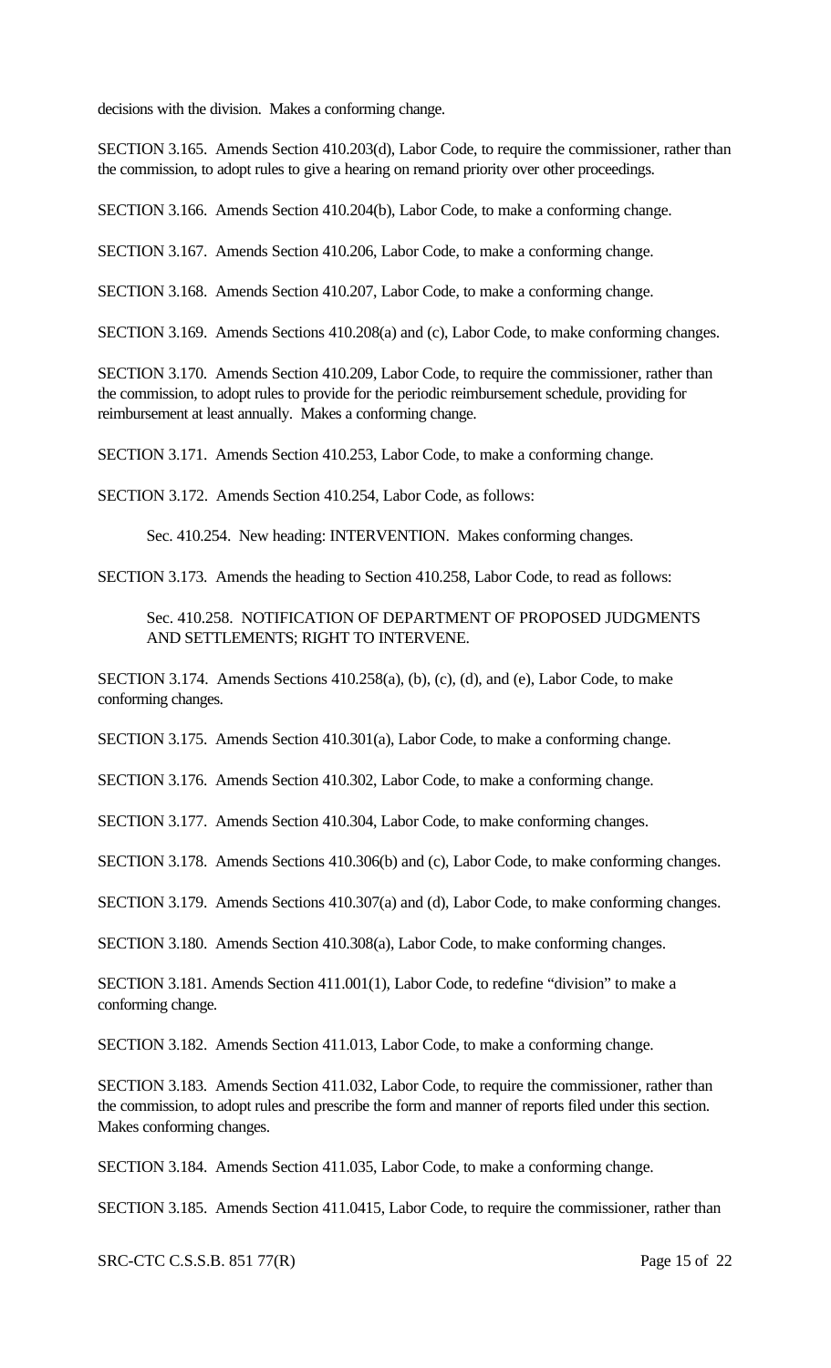decisions with the division. Makes a conforming change.

SECTION 3.165. Amends Section 410.203(d), Labor Code, to require the commissioner, rather than the commission, to adopt rules to give a hearing on remand priority over other proceedings.

SECTION 3.166. Amends Section 410.204(b), Labor Code, to make a conforming change.

SECTION 3.167. Amends Section 410.206, Labor Code, to make a conforming change.

SECTION 3.168. Amends Section 410.207, Labor Code, to make a conforming change.

SECTION 3.169. Amends Sections 410.208(a) and (c), Labor Code, to make conforming changes.

SECTION 3.170. Amends Section 410.209, Labor Code, to require the commissioner, rather than the commission, to adopt rules to provide for the periodic reimbursement schedule, providing for reimbursement at least annually. Makes a conforming change.

SECTION 3.171. Amends Section 410.253, Labor Code, to make a conforming change.

SECTION 3.172. Amends Section 410.254, Labor Code, as follows:

> Sec. 410.254. New heading: INTERVENTION. Makes conforming changes.

SECTION 3.173. Amends the heading to Section 410.258, Labor Code, to read as follows:

> Sec. 410.258. NOTIFICATION OF DEPARTMENT OF PROPOSED JUDGMENTS AND SETTLEMENTS; RIGHT TO INTERVENE.

SECTION 3.174. Amends Sections 410.258(a), (b), (c), (d), and (e), Labor Code, to make conforming changes.

SECTION 3.175. Amends Section 410.301(a), Labor Code, to make a conforming change.

SECTION 3.176. Amends Section 410.302, Labor Code, to make a conforming change.

SECTION 3.177. Amends Section 410.304, Labor Code, to make conforming changes.

SECTION 3.178. Amends Sections 410.306(b) and (c), Labor Code, to make conforming changes.

SECTION 3.179. Amends Sections 410.307(a) and (d), Labor Code, to make conforming changes.

SECTION 3.180. Amends Section 410.308(a), Labor Code, to make conforming changes.

SECTION 3.181. Amends Section 411.001(1), Labor Code, to redefine "division" to make a conforming change.

SECTION 3.182. Amends Section 411.013, Labor Code, to make a conforming change.

SECTION 3.183. Amends Section 411.032, Labor Code, to require the commissioner, rather than the commission, to adopt rules and prescribe the form and manner of reports filed under this section. Makes conforming changes.

SECTION 3.184. Amends Section 411.035, Labor Code, to make a conforming change.

SECTION 3.185. Amends Section 411.0415, Labor Code, to require the commissioner, rather than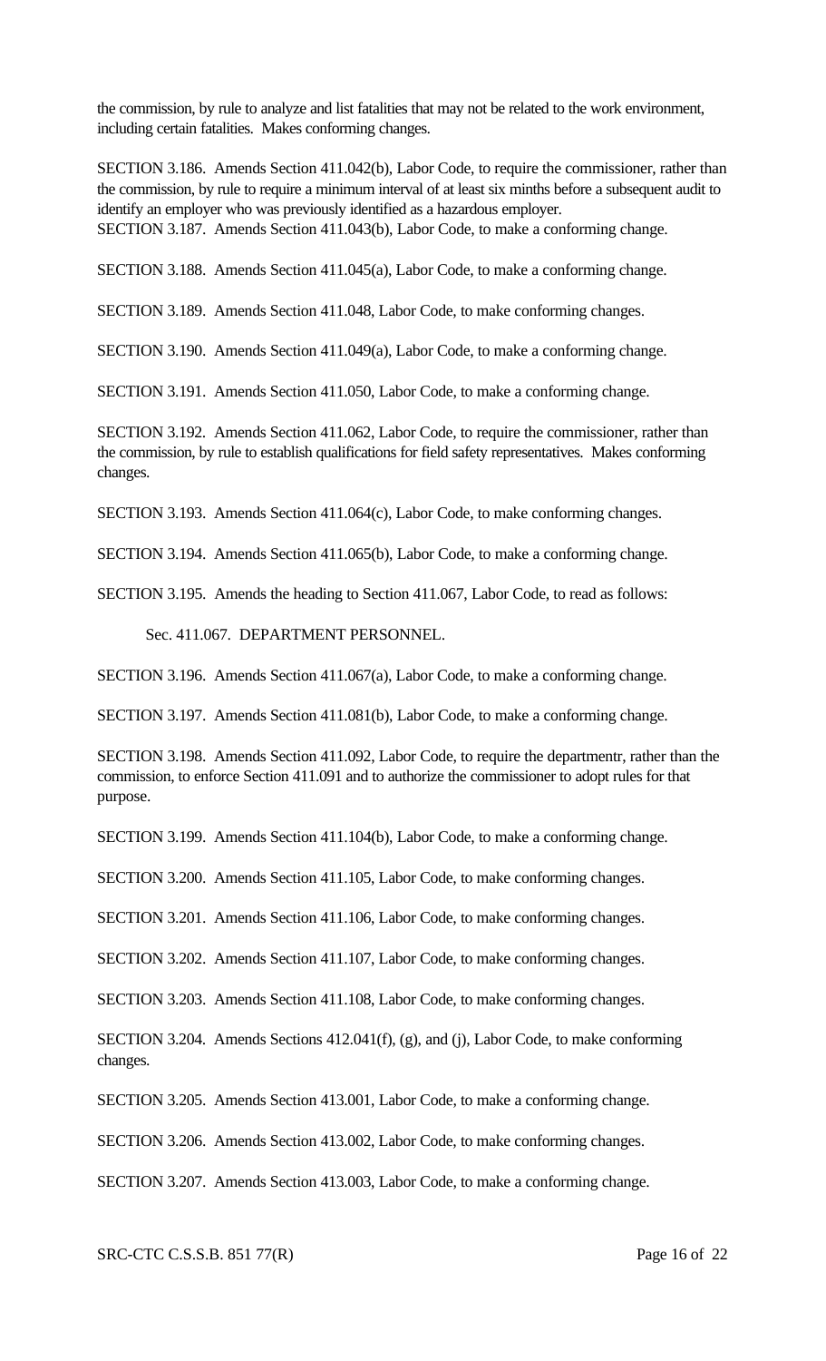the commission, by rule to analyze and list fatalities that may not be related to the work environment, including certain fatalities. Makes conforming changes.

SECTION 3.186. Amends Section 411.042(b), Labor Code, to require the commissioner, rather than the commission, by rule to require a minimum interval of at least six minths before a subsequent audit to identify an employer who was previously identified as a hazardous employer.

SECTION 3.187. Amends Section 411.043(b), Labor Code, to make a conforming change.

SECTION 3.188. Amends Section 411.045(a), Labor Code, to make a conforming change.

SECTION 3.189. Amends Section 411.048, Labor Code, to make conforming changes.

SECTION 3.190. Amends Section 411.049(a), Labor Code, to make a conforming change.

SECTION 3.191. Amends Section 411.050, Labor Code, to make a conforming change.

SECTION 3.192. Amends Section 411.062, Labor Code, to require the commissioner, rather than the commission, by rule to establish qualifications for field safety representatives. Makes conforming changes.

SECTION 3.193. Amends Section 411.064(c), Labor Code, to make conforming changes.

SECTION 3.194. Amends Section 411.065(b), Labor Code, to make a conforming change.

SECTION 3.195. Amends the heading to Section 411.067, Labor Code, to read as follows:

Sec. 411.067. DEPARTMENT PERSONNEL.

SECTION 3.196. Amends Section 411.067(a), Labor Code, to make a conforming change.

SECTION 3.197. Amends Section 411.081(b), Labor Code, to make a conforming change.

SECTION 3.198. Amends Section 411.092, Labor Code, to require the departmentr, rather than the commission, to enforce Section 411.091 and to authorize the commissioner to adopt rules for that purpose.

SECTION 3.199. Amends Section 411.104(b), Labor Code, to make a conforming change.

SECTION 3.200. Amends Section 411.105, Labor Code, to make conforming changes.

SECTION 3.201. Amends Section 411.106, Labor Code, to make conforming changes.

SECTION 3.202. Amends Section 411.107, Labor Code, to make conforming changes.

SECTION 3.203. Amends Section 411.108, Labor Code, to make conforming changes.

SECTION 3.204. Amends Sections 412.041(f), (g), and (j), Labor Code, to make conforming changes.

SECTION 3.205. Amends Section 413.001, Labor Code, to make a conforming change.

SECTION 3.206. Amends Section 413.002, Labor Code, to make conforming changes.

SECTION 3.207. Amends Section 413.003, Labor Code, to make a conforming change.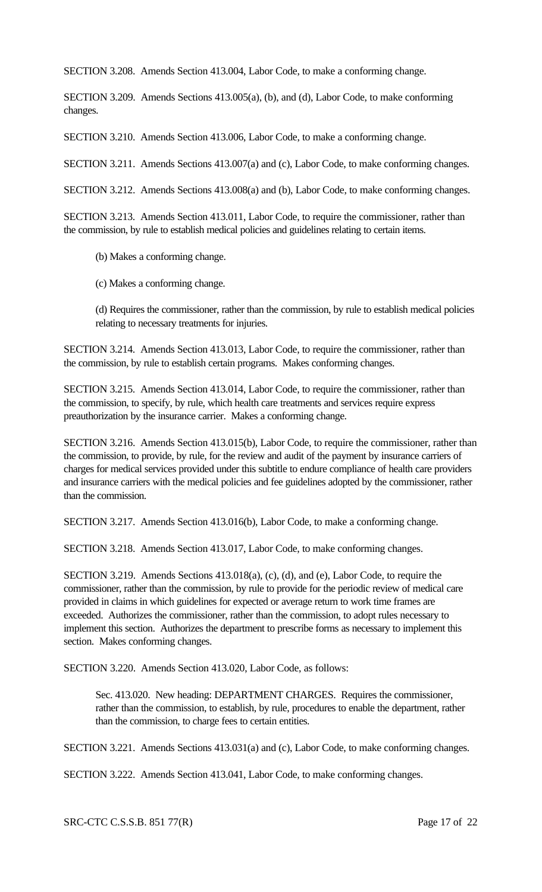SECTION 3.208. Amends Section 413.004, Labor Code, to make a conforming change.

SECTION 3.209. Amends Sections 413.005(a), (b), and (d), Labor Code, to make conforming changes.

SECTION 3.210. Amends Section 413.006, Labor Code, to make a conforming change.

SECTION 3.211. Amends Sections 413.007(a) and (c), Labor Code, to make conforming changes.

SECTION 3.212. Amends Sections 413.008(a) and (b), Labor Code, to make conforming changes.

SECTION 3.213. Amends Section 413.011, Labor Code, to require the commissioner, rather than the commission, by rule to establish medical policies and guidelines relating to certain items.

(b) Makes a conforming change.

(c) Makes a conforming change.

(d) Requires the commissioner, rather than the commission, by rule to establish medical policies relating to necessary treatments for injuries.

SECTION 3.214. Amends Section 413.013, Labor Code, to require the commissioner, rather than the commission, by rule to establish certain programs. Makes conforming changes.

SECTION 3.215. Amends Section 413.014, Labor Code, to require the commissioner, rather than the commission, to specify, by rule, which health care treatments and services require express preauthorization by the insurance carrier. Makes a conforming change.

SECTION 3.216. Amends Section 413.015(b), Labor Code, to require the commissioner, rather than the commission, to provide, by rule, for the review and audit of the payment by insurance carriers of charges for medical services provided under this subtitle to endure compliance of health care providers and insurance carriers with the medical policies and fee guidelines adopted by the commissioner, rather than the commission.

SECTION 3.217. Amends Section 413.016(b), Labor Code, to make a conforming change.

SECTION 3.218. Amends Section 413.017, Labor Code, to make conforming changes.

SECTION 3.219. Amends Sections 413.018(a), (c), (d), and (e), Labor Code, to require the commissioner, rather than the commission, by rule to provide for the periodic review of medical care provided in claims in which guidelines for expected or average return to work time frames are exceeded. Authorizes the commissioner, rather than the commission, to adopt rules necessary to implement this section. Authorizes the department to prescribe forms as necessary to implement this section. Makes conforming changes.

SECTION 3.220. Amends Section 413.020, Labor Code, as follows:

Sec. 413.020. New heading: DEPARTMENT CHARGES. Requires the commissioner, rather than the commission, to establish, by rule, procedures to enable the department, rather than the commission, to charge fees to certain entities.

SECTION 3.221. Amends Sections 413.031(a) and (c), Labor Code, to make conforming changes.

SECTION 3.222. Amends Section 413.041, Labor Code, to make conforming changes.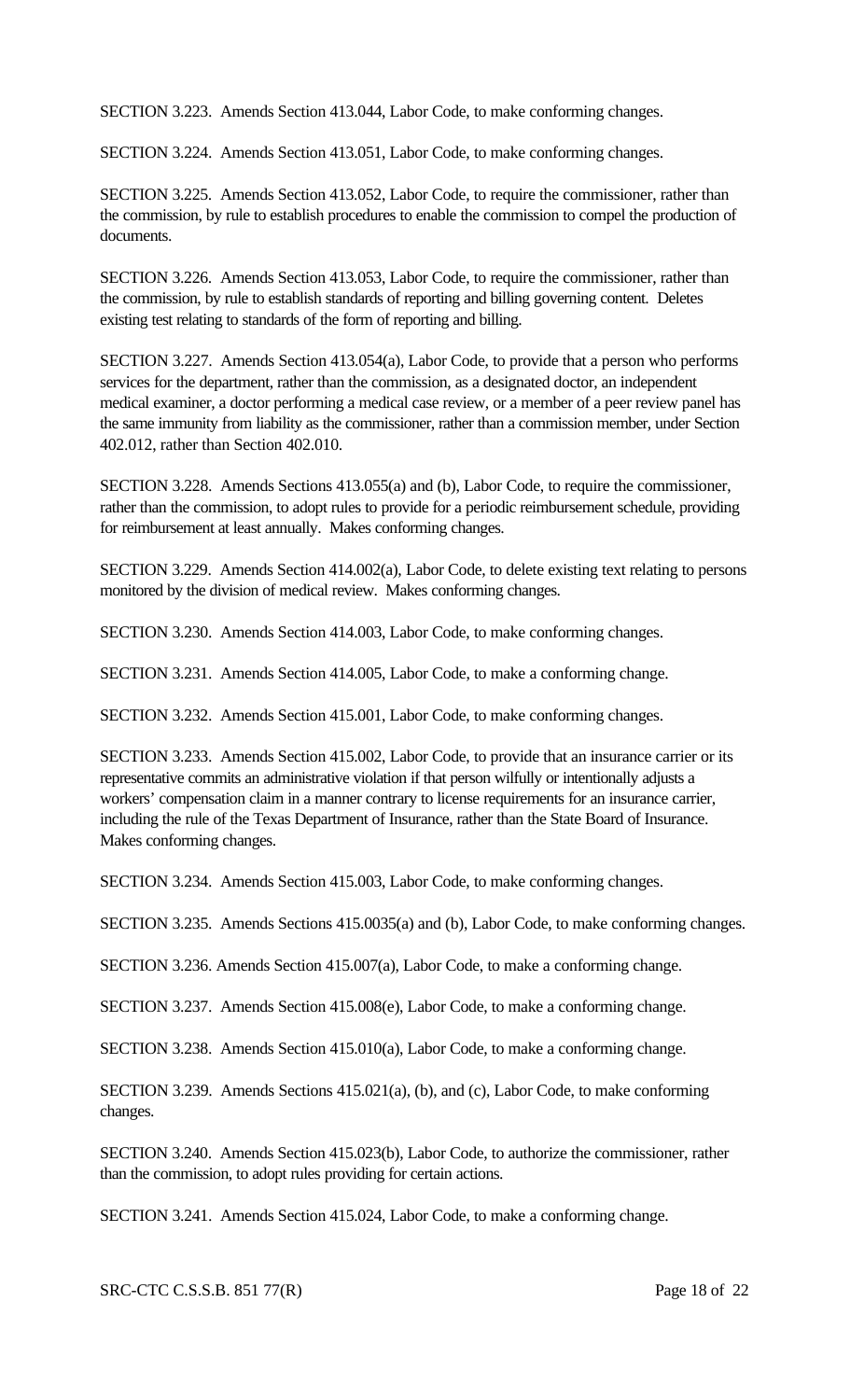SECTION 3.223. Amends Section 413.044, Labor Code, to make conforming changes.

SECTION 3.224. Amends Section 413.051, Labor Code, to make conforming changes.

SECTION 3.225. Amends Section 413.052, Labor Code, to require the commissioner, rather than the commission, by rule to establish procedures to enable the commission to compel the production of documents.

SECTION 3.226. Amends Section 413.053, Labor Code, to require the commissioner, rather than the commission, by rule to establish standards of reporting and billing governing content. Deletes existing test relating to standards of the form of reporting and billing.

SECTION 3.227. Amends Section 413.054(a), Labor Code, to provide that a person who performs services for the department, rather than the commission, as a designated doctor, an independent medical examiner, a doctor performing a medical case review, or a member of a peer review panel has the same immunity from liability as the commissioner, rather than a commission member, under Section 402.012, rather than Section 402.010.

SECTION 3.228. Amends Sections 413.055(a) and (b), Labor Code, to require the commissioner, rather than the commission, to adopt rules to provide for a periodic reimbursement schedule, providing for reimbursement at least annually. Makes conforming changes.

SECTION 3.229. Amends Section 414.002(a), Labor Code, to delete existing text relating to persons monitored by the division of medical review. Makes conforming changes.

SECTION 3.230. Amends Section 414.003, Labor Code, to make conforming changes.

SECTION 3.231. Amends Section 414.005, Labor Code, to make a conforming change.

SECTION 3.232. Amends Section 415.001, Labor Code, to make conforming changes.

SECTION 3.233. Amends Section 415.002, Labor Code, to provide that an insurance carrier or its representative commits an administrative violation if that person wilfully or intentionally adjusts a workers' compensation claim in a manner contrary to license requirements for an insurance carrier, including the rule of the Texas Department of Insurance, rather than the State Board of Insurance. Makes conforming changes.

SECTION 3.234. Amends Section 415.003, Labor Code, to make conforming changes.

SECTION 3.235. Amends Sections 415.0035(a) and (b), Labor Code, to make conforming changes.

SECTION 3.236. Amends Section 415.007(a), Labor Code, to make a conforming change.

SECTION 3.237. Amends Section 415.008(e), Labor Code, to make a conforming change.

SECTION 3.238. Amends Section 415.010(a), Labor Code, to make a conforming change.

SECTION 3.239. Amends Sections 415.021(a), (b), and (c), Labor Code, to make conforming changes.

SECTION 3.240. Amends Section 415.023(b), Labor Code, to authorize the commissioner, rather than the commission, to adopt rules providing for certain actions.

SECTION 3.241. Amends Section 415.024, Labor Code, to make a conforming change.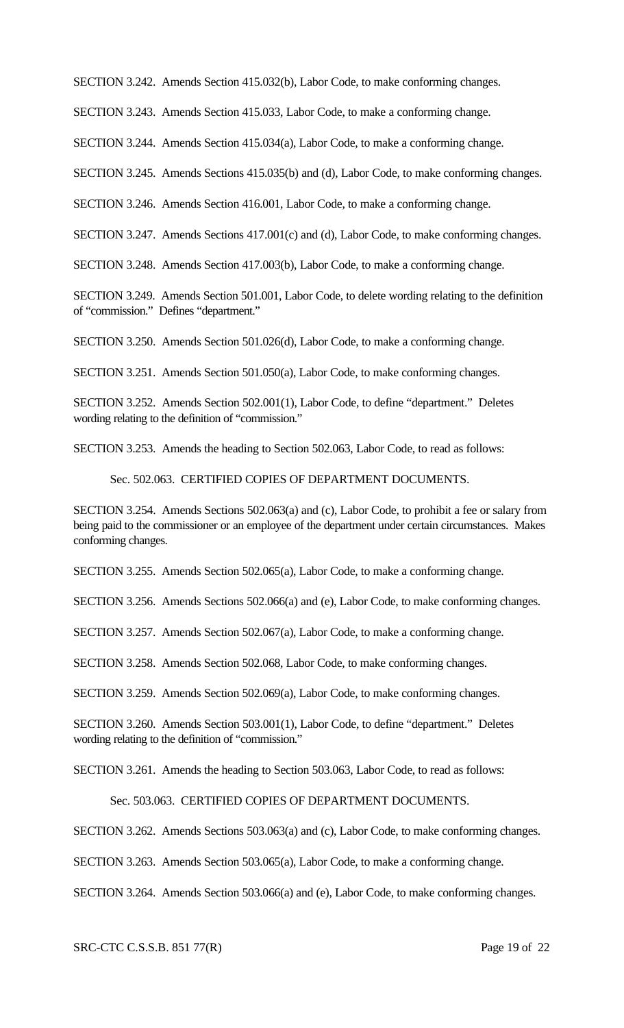SECTION 3.242. Amends Section 415.032(b), Labor Code, to make conforming changes.

SECTION 3.243. Amends Section 415.033, Labor Code, to make a conforming change.

SECTION 3.244. Amends Section 415.034(a), Labor Code, to make a conforming change.

SECTION 3.245. Amends Sections 415.035(b) and (d), Labor Code, to make conforming changes.

SECTION 3.246. Amends Section 416.001, Labor Code, to make a conforming change.

SECTION 3.247. Amends Sections 417.001(c) and (d), Labor Code, to make conforming changes.

SECTION 3.248. Amends Section 417.003(b), Labor Code, to make a conforming change.

SECTION 3.249. Amends Section 501.001, Labor Code, to delete wording relating to the definition of "commission." Defines "department."

SECTION 3.250. Amends Section 501.026(d), Labor Code, to make a conforming change.

SECTION 3.251. Amends Section 501.050(a), Labor Code, to make conforming changes.

SECTION 3.252. Amends Section 502.001(1), Labor Code, to define "department." Deletes wording relating to the definition of "commission."

SECTION 3.253. Amends the heading to Section 502.063, Labor Code, to read as follows:

Sec. 502.063. CERTIFIED COPIES OF DEPARTMENT DOCUMENTS.

SECTION 3.254. Amends Sections 502.063(a) and (c), Labor Code, to prohibit a fee or salary from being paid to the commissioner or an employee of the department under certain circumstances. Makes conforming changes.

SECTION 3.255. Amends Section 502.065(a), Labor Code, to make a conforming change.

SECTION 3.256. Amends Sections 502.066(a) and (e), Labor Code, to make conforming changes.

SECTION 3.257. Amends Section 502.067(a), Labor Code, to make a conforming change.

SECTION 3.258. Amends Section 502.068, Labor Code, to make conforming changes.

SECTION 3.259. Amends Section 502.069(a), Labor Code, to make conforming changes.

SECTION 3.260. Amends Section 503.001(1), Labor Code, to define "department." Deletes wording relating to the definition of "commission."

SECTION 3.261. Amends the heading to Section 503.063, Labor Code, to read as follows:

Sec. 503.063. CERTIFIED COPIES OF DEPARTMENT DOCUMENTS.

SECTION 3.262. Amends Sections 503.063(a) and (c), Labor Code, to make conforming changes.

SECTION 3.263. Amends Section 503.065(a), Labor Code, to make a conforming change.

SECTION 3.264. Amends Section 503.066(a) and (e), Labor Code, to make conforming changes.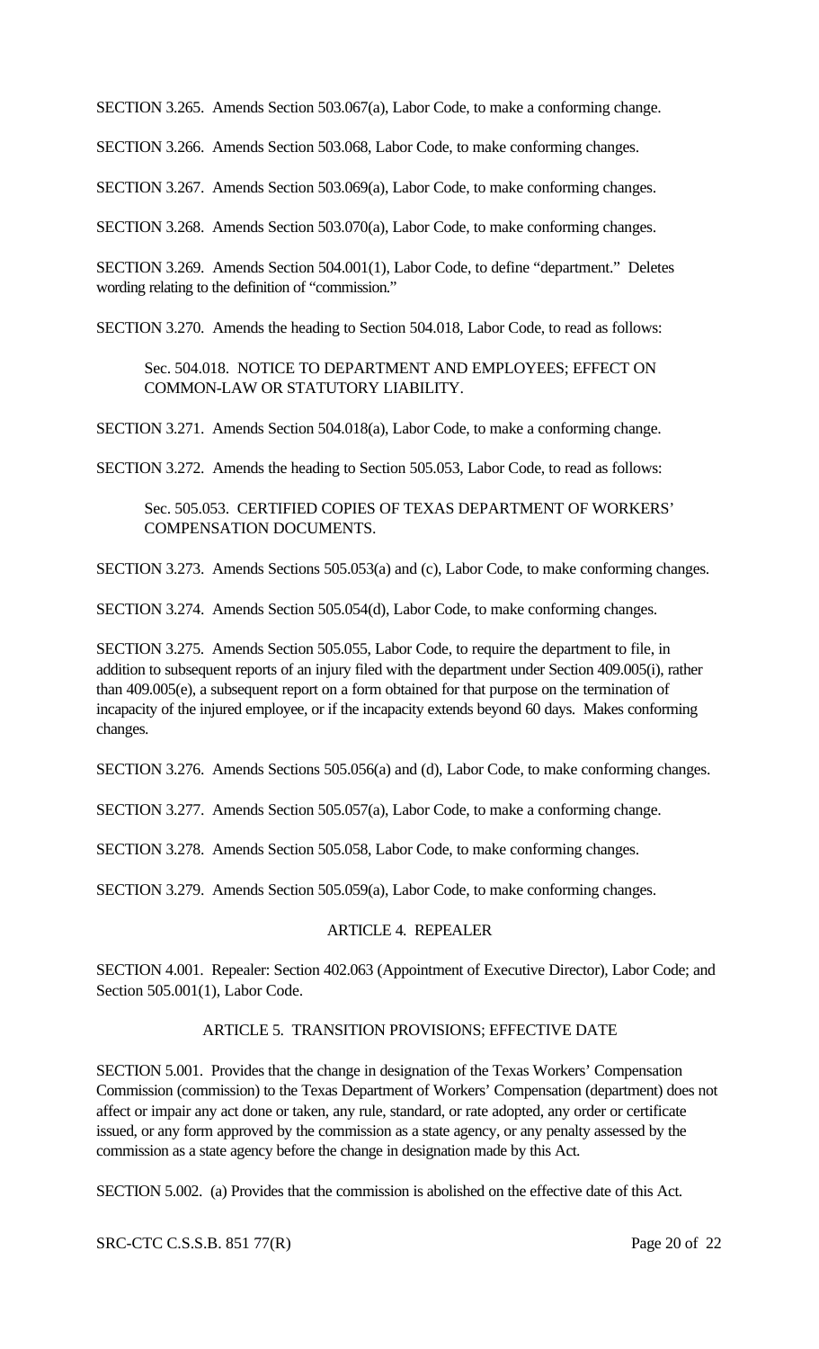SECTION 3.265. Amends Section 503.067(a), Labor Code, to make a conforming change.

SECTION 3.266. Amends Section 503.068, Labor Code, to make conforming changes.

SECTION 3.267. Amends Section 503.069(a), Labor Code, to make conforming changes.

SECTION 3.268. Amends Section 503.070(a), Labor Code, to make conforming changes.

SECTION 3.269. Amends Section 504.001(1), Labor Code, to define "department." Deletes wording relating to the definition of "commission."

SECTION 3.270. Amends the heading to Section 504.018, Labor Code, to read as follows:

> Sec. 504.018. NOTICE TO DEPARTMENT AND EMPLOYEES; EFFECT ON COMMON-LAW OR STATUTORY LIABILITY.

SECTION 3.271. Amends Section 504.018(a), Labor Code, to make a conforming change.

SECTION 3.272. Amends the heading to Section 505.053, Labor Code, to read as follows:

> Sec. 505.053. CERTIFIED COPIES OF TEXAS DEPARTMENT OF WORKERS' COMPENSATION DOCUMENTS.

SECTION 3.273. Amends Sections 505.053(a) and (c), Labor Code, to make conforming changes.

SECTION 3.274. Amends Section 505.054(d), Labor Code, to make conforming changes.

SECTION 3.275. Amends Section 505.055, Labor Code, to require the department to file, in addition to subsequent reports of an injury filed with the department under Section 409.005(i), rather than 409.005(e), a subsequent report on a form obtained for that purpose on the termination of incapacity of the injured employee, or if the incapacity extends beyond 60 days. Makes conforming changes.

SECTION 3.276. Amends Sections 505.056(a) and (d), Labor Code, to make conforming changes.

SECTION 3.277. Amends Section 505.057(a), Labor Code, to make a conforming change.

SECTION 3.278. Amends Section 505.058, Labor Code, to make conforming changes.

SECTION 3.279. Amends Section 505.059(a), Labor Code, to make conforming changes.

## ARTICLE 4. REPEALER

SECTION 4.001. Repealer: Section 402.063 (Appointment of Executive Director), Labor Code; and Section 505.001(1), Labor Code.

## ARTICLE 5. TRANSITION PROVISIONS; EFFECTIVE DATE

SECTION 5.001. Provides that the change in designation of the Texas Workers' Compensation Commission (commission) to the Texas Department of Workers' Compensation (department) does not affect or impair any act done or taken, any rule, standard, or rate adopted, any order or certificate issued, or any form approved by the commission as a state agency, or any penalty assessed by the commission as a state agency before the change in designation made by this Act.

SECTION 5.002. (a) Provides that the commission is abolished on the effective date of this Act.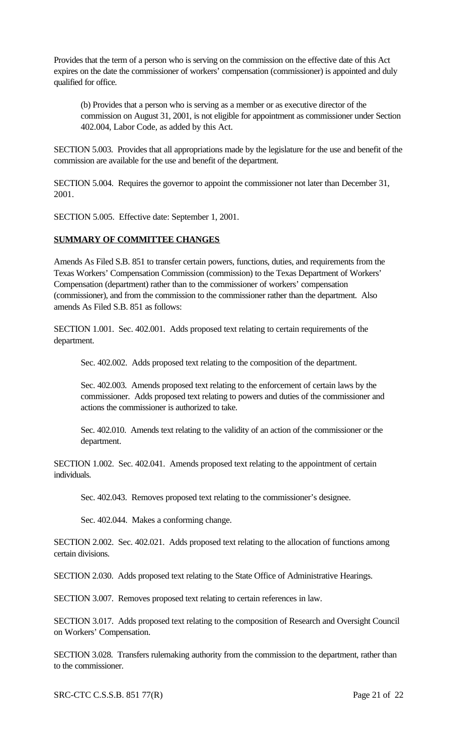Provides that the term of a person who is serving on the commission on the effective date of this Act expires on the date the commissioner of workers' compensation (commissioner) is appointed and duly qualified for office.

(b) Provides that a person who is serving as a member or as executive director of the commission on August 31, 2001, is not eligible for appointment as commissioner under Section 402.004, Labor Code, as added by this Act.

SECTION 5.003. Provides that all appropriations made by the legislature for the use and benefit of the commission are available for the use and benefit of the department.

SECTION 5.004. Requires the governor to appoint the commissioner not later than December 31, 2001.

SECTION 5.005. Effective date: September 1, 2001.

**SUMMARY OF COMMITTEE CHANGES**

Amends As Filed S.B. 851 to transfer certain powers, functions, duties, and requirements from the Texas Workers' Compensation Commission (commission) to the Texas Department of Workers' Compensation (department) rather than to the commissioner of workers' compensation (commissioner), and from the commission to the commissioner rather than the department. Also amends As Filed S.B. 851 as follows:

SECTION 1.001. Sec. 402.001. Adds proposed text relating to certain requirements of the department.

Sec. 402.002. Adds proposed text relating to the composition of the department.

Sec. 402.003. Amends proposed text relating to the enforcement of certain laws by the commissioner. Adds proposed text relating to powers and duties of the commissioner and actions the commissioner is authorized to take.

Sec. 402.010. Amends text relating to the validity of an action of the commissioner or the department.

SECTION 1.002. Sec. 402.041. Amends proposed text relating to the appointment of certain individuals.

Sec. 402.043. Removes proposed text relating to the commissioner's designee.

Sec. 402.044. Makes a conforming change.

SECTION 2.002. Sec. 402.021. Adds proposed text relating to the allocation of functions among certain divisions.

SECTION 2.030. Adds proposed text relating to the State Office of Administrative Hearings.

SECTION 3.007. Removes proposed text relating to certain references in law.

SECTION 3.017. Adds proposed text relating to the composition of Research and Oversight Council on Workers' Compensation.

SECTION 3.028. Transfers rulemaking authority from the commission to the department, rather than to the commissioner.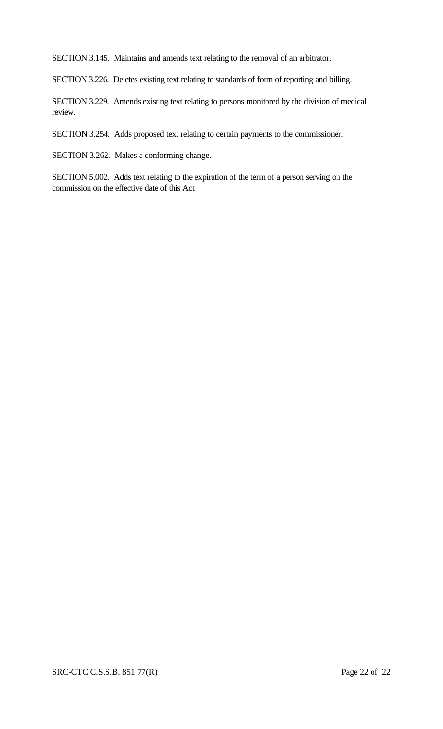SECTION 3.145. Maintains and amends text relating to the removal of an arbitrator.

SECTION 3.226. Deletes existing text relating to standards of form of reporting and billing.

SECTION 3.229. Amends existing text relating to persons monitored by the division of medical review.

SECTION 3.254. Adds proposed text relating to certain payments to the commissioner.

SECTION 3.262. Makes a conforming change.

SECTION 5.002. Adds text relating to the expiration of the term of a person serving on the commission on the effective date of this Act.